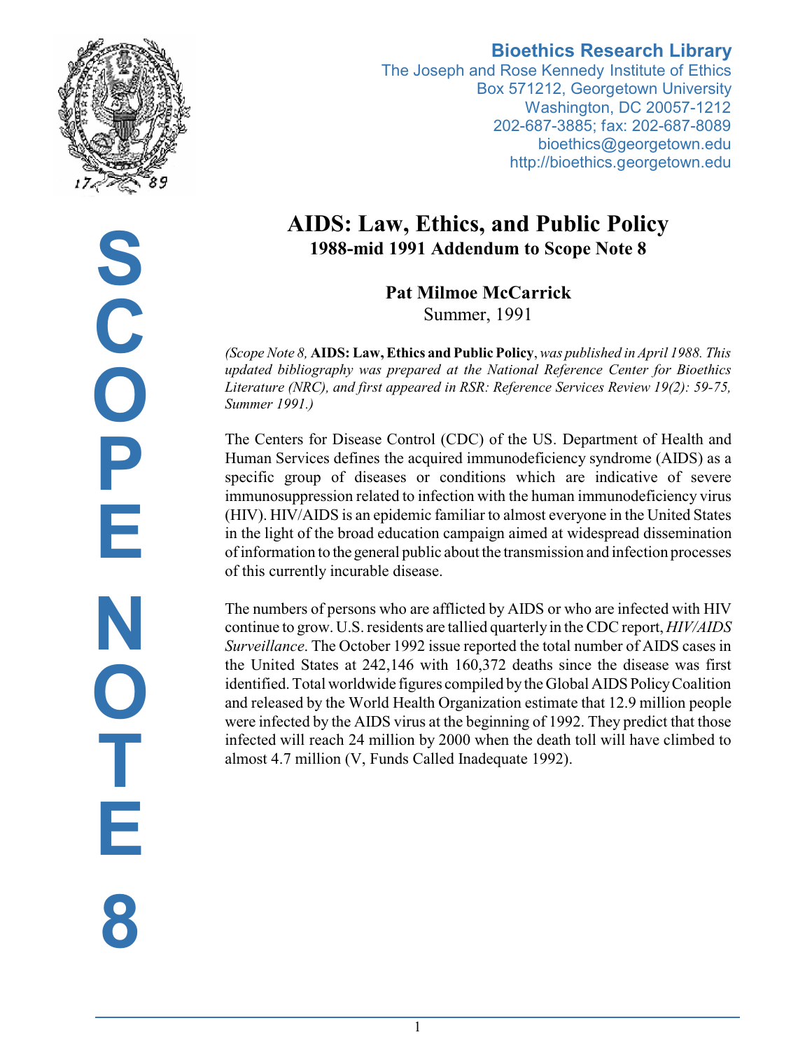**Bioethics Research Library**
The Joseph and Rose Kennedy Institute of Ethics
Box 571212, Georgetown University
Washington, DC 20057-1212
202-687-3885; fax: 202-687-8089
bioethics@georgetown.edu
http://bioethics.georgetown.edu

SCOPE NOTE 8

# AIDS: Law, Ethics, and Public Policy

## 1988-mid 1991 Addendum to Scope Note 8

**Pat Milmoe McCarrick**
Summer, 1991

*(Scope Note 8,* **AIDS: Law, Ethics and Public Policy**, *was published in April 1988. This updated bibliography was prepared at the National Reference Center for Bioethics Literature (NRC), and first appeared in RSR: Reference Services Review 19(2): 59-75, Summer 1991.)*

The Centers for Disease Control (CDC) of the US. Department of Health and Human Services defines the acquired immunodeficiency syndrome (AIDS) as a specific group of diseases or conditions which are indicative of severe immunosuppression related to infection with the human immunodeficiency virus (HIV). HIV/AIDS is an epidemic familiar to almost everyone in the United States in the light of the broad education campaign aimed at widespread dissemination of information to the general public about the transmission and infection processes of this currently incurable disease.

The numbers of persons who are afflicted by AIDS or who are infected with HIV continue to grow. U.S. residents are tallied quarterly in the CDC report, *HIV/AIDS Surveillance*. The October 1992 issue reported the total number of AIDS cases in the United States at 242,146 with 160,372 deaths since the disease was first identified. Total worldwide figures compiled by the Global AIDS Policy Coalition and released by the World Health Organization estimate that 12.9 million people were infected by the AIDS virus at the beginning of 1992. They predict that those infected will reach 24 million by 2000 when the death toll will have climbed to almost 4.7 million (V, Funds Called Inadequate 1992).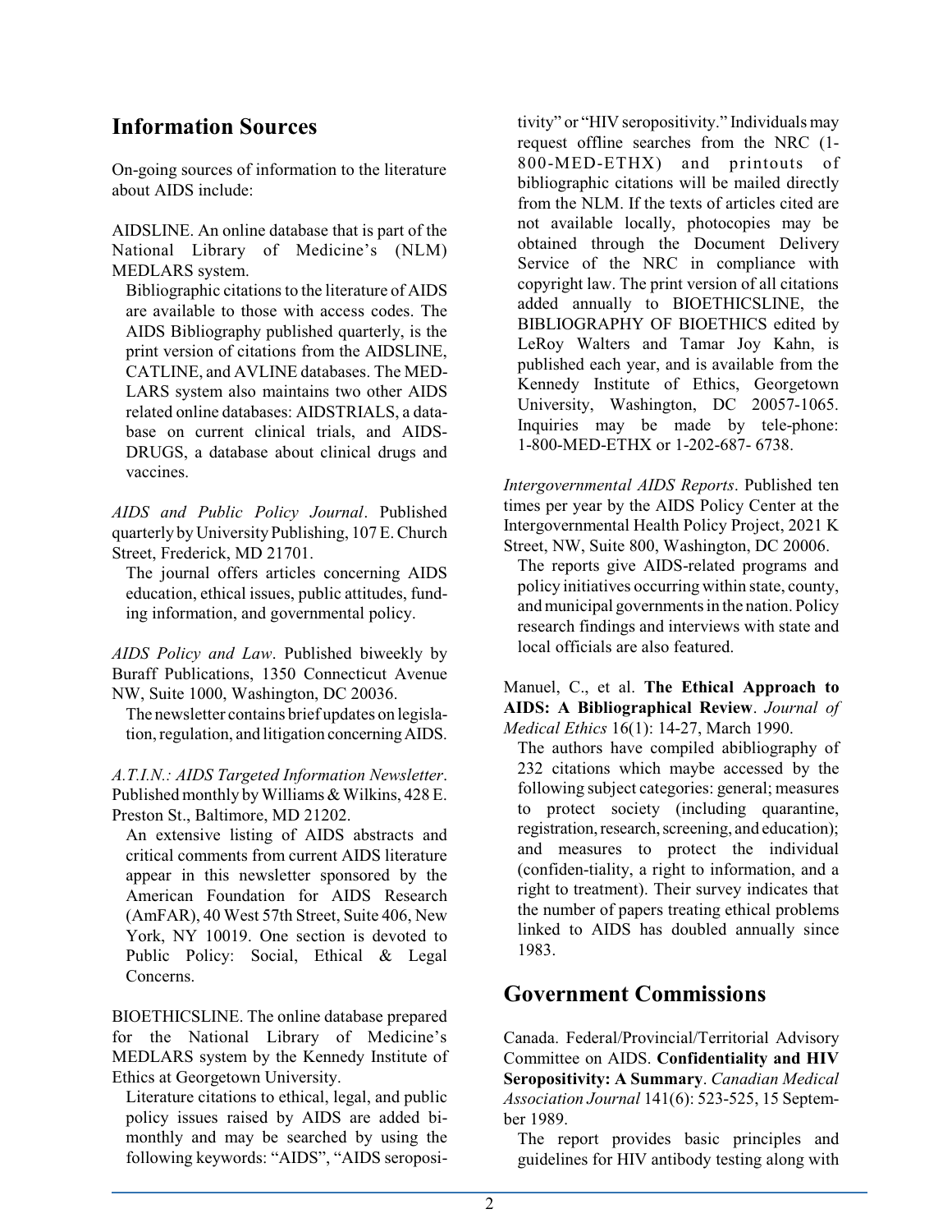## Information Sources

On-going sources of information to the literature about AIDS include:

AIDSLINE. An online database that is part of the National Library of Medicine's (NLM) MEDLARS system.

Bibliographic citations to the literature of AIDS are available to those with access codes. The AIDS Bibliography published quarterly, is the print version of citations from the AIDSLINE, CATLINE, and AVLINE databases. The MEDLARS system also maintains two other AIDS related online databases: AIDSTRIALS, a database on current clinical trials, and AIDSDRUGS, a database about clinical drugs and vaccines.

*AIDS and Public Policy Journal*. Published quarterly by University Publishing, 107 E. Church Street, Frederick, MD 21701.

The journal offers articles concerning AIDS education, ethical issues, public attitudes, funding information, and governmental policy.

*AIDS Policy and Law*. Published biweekly by Buraff Publications, 1350 Connecticut Avenue NW, Suite 1000, Washington, DC 20036.

The newsletter contains brief updates on legislation, regulation, and litigation concerning AIDS.

*A.T.I.N.: AIDS Targeted Information Newsletter*. Published monthly by Williams & Wilkins, 428 E. Preston St., Baltimore, MD 21202.

An extensive listing of AIDS abstracts and critical comments from current AIDS literature appear in this newsletter sponsored by the American Foundation for AIDS Research (AmFAR), 40 West 57th Street, Suite 406, New York, NY 10019. One section is devoted to Public Policy: Social, Ethical & Legal Concerns.

BIOETHICSLINE. The online database prepared for the National Library of Medicine's MEDLARS system by the Kennedy Institute of Ethics at Georgetown University.

Literature citations to ethical, legal, and public policy issues raised by AIDS are added bimonthly and may be searched by using the following keywords: "AIDS", "AIDS seropositivity" or "HIV seropositivity." Individuals may request offline searches from the NRC (1-800-MED-ETHX) and printouts of bibliographic citations will be mailed directly from the NLM. If the texts of articles cited are not available locally, photocopies may be obtained through the Document Delivery Service of the NRC in compliance with copyright law. The print version of all citations added annually to BIOETHICSLINE, the BIBLIOGRAPHY OF BIOETHICS edited by LeRoy Walters and Tamar Joy Kahn, is published each year, and is available from the Kennedy Institute of Ethics, Georgetown University, Washington, DC 20057-1065. Inquiries may be made by tele-phone: 1-800-MED-ETHX or 1-202-687- 6738.

*Intergovernmental AIDS Reports*. Published ten times per year by the AIDS Policy Center at the Intergovernmental Health Policy Project, 2021 K Street, NW, Suite 800, Washington, DC 20006.

The reports give AIDS-related programs and policy initiatives occurring within state, county, and municipal governments in the nation. Policy research findings and interviews with state and local officials are also featured.

Manuel, C., et al. **The Ethical Approach to AIDS: A Bibliographical Review**. *Journal of Medical Ethics* 16(1): 14-27, March 1990.

The authors have compiled abibliography of 232 citations which maybe accessed by the following subject categories: general; measures to protect society (including quarantine, registration, research, screening, and education); and measures to protect the individual (confiden-tiality, a right to information, and a right to treatment). Their survey indicates that the number of papers treating ethical problems linked to AIDS has doubled annually since 1983.

## Government Commissions

Canada. Federal/Provincial/Territorial Advisory Committee on AIDS. **Confidentiality and HIV Seropositivity: A Summary**. *Canadian Medical Association Journal* 141(6): 523-525, 15 September 1989.

The report provides basic principles and guidelines for HIV antibody testing along with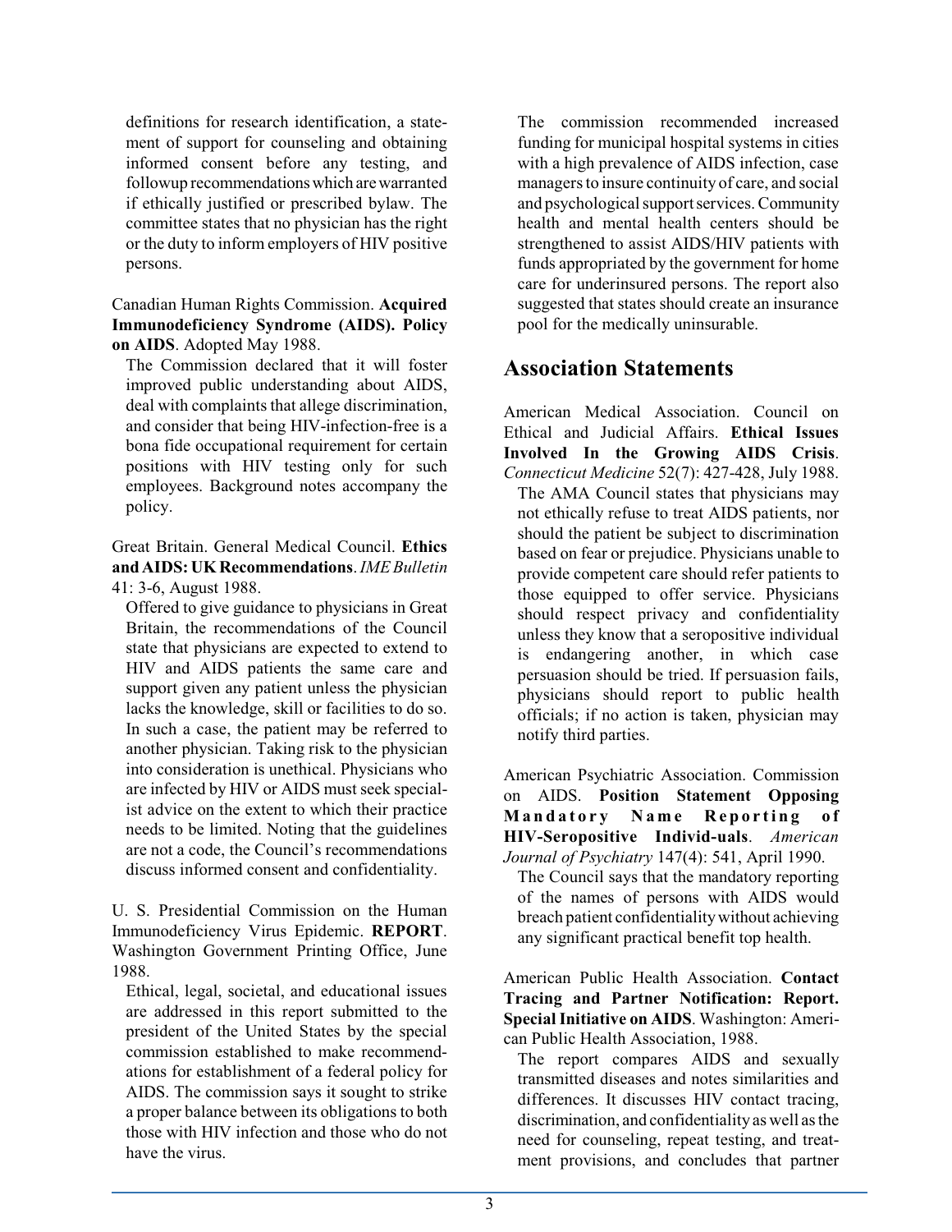definitions for research identification, a statement of support for counseling and obtaining informed consent before any testing, and followup recommendations which are warranted if ethically justified or prescribed bylaw. The committee states that no physician has the right or the duty to inform employers of HIV positive persons.

Canadian Human Rights Commission. **Acquired Immunodeficiency Syndrome (AIDS). Policy on AIDS**. Adopted May 1988.

The Commission declared that it will foster improved public understanding about AIDS, deal with complaints that allege discrimination, and consider that being HIV-infection-free is a bona fide occupational requirement for certain positions with HIV testing only for such employees. Background notes accompany the policy.

Great Britain. General Medical Council. **Ethics and AIDS: UK Recommendations**. *IME Bulletin* 41: 3-6, August 1988.

Offered to give guidance to physicians in Great Britain, the recommendations of the Council state that physicians are expected to extend to HIV and AIDS patients the same care and support given any patient unless the physician lacks the knowledge, skill or facilities to do so. In such a case, the patient may be referred to another physician. Taking risk to the physician into consideration is unethical. Physicians who are infected by HIV or AIDS must seek specialist advice on the extent to which their practice needs to be limited. Noting that the guidelines are not a code, the Council's recommendations discuss informed consent and confidentiality.

U. S. Presidential Commission on the Human Immunodeficiency Virus Epidemic. **REPORT**. Washington Government Printing Office, June 1988.

Ethical, legal, societal, and educational issues are addressed in this report submitted to the president of the United States by the special commission established to make recommendations for establishment of a federal policy for AIDS. The commission says it sought to strike a proper balance between its obligations to both those with HIV infection and those who do not have the virus.

The commission recommended increased funding for municipal hospital systems in cities with a high prevalence of AIDS infection, case managers to insure continuity of care, and social and psychological support services. Community health and mental health centers should be strengthened to assist AIDS/HIV patients with funds appropriated by the government for home care for underinsured persons. The report also suggested that states should create an insurance pool for the medically uninsurable.

## Association Statements

American Medical Association. Council on Ethical and Judicial Affairs. **Ethical Issues Involved In the Growing AIDS Crisis**. *Connecticut Medicine* 52(7): 427-428, July 1988.

The AMA Council states that physicians may not ethically refuse to treat AIDS patients, nor should the patient be subject to discrimination based on fear or prejudice. Physicians unable to provide competent care should refer patients to those equipped to offer service. Physicians should respect privacy and confidentiality unless they know that a seropositive individual is endangering another, in which case persuasion should be tried. If persuasion fails, physicians should report to public health officials; if no action is taken, physician may notify third parties.

American Psychiatric Association. Commission on AIDS. **Position Statement Opposing Mandatory Name Reporting of HIV-Seropositive Individ-uals**. *American Journal of Psychiatry* 147(4): 541, April 1990.

The Council says that the mandatory reporting of the names of persons with AIDS would breach patient confidentiality without achieving any significant practical benefit top health.

American Public Health Association. **Contact Tracing and Partner Notification: Report. Special Initiative on AIDS**. Washington: American Public Health Association, 1988.

The report compares AIDS and sexually transmitted diseases and notes similarities and differences. It discusses HIV contact tracing, discrimination, and confidentiality as well as the need for counseling, repeat testing, and treatment provisions, and concludes that partner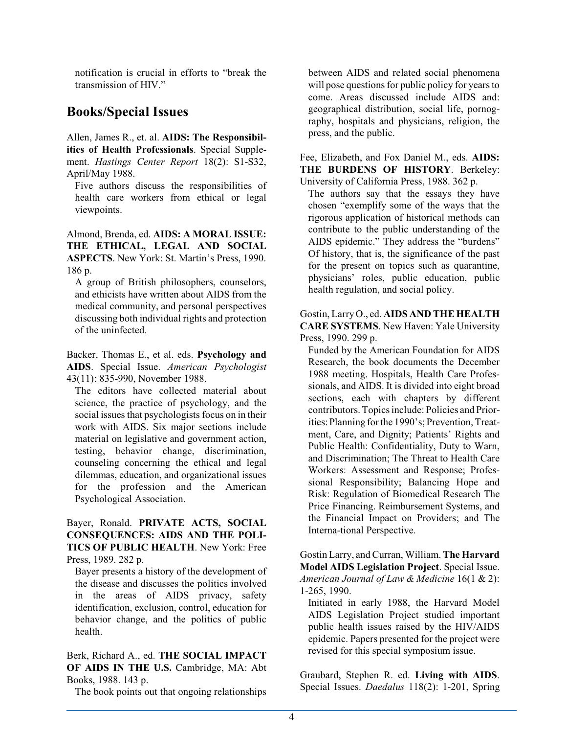notification is crucial in efforts to "break the transmission of HIV."

## Books/Special Issues

Allen, James R., et. al. **AIDS: The Responsibilities of Health Professionals**. Special Supplement. *Hastings Center Report* 18(2): S1-S32, April/May 1988.

Five authors discuss the responsibilities of health care workers from ethical or legal viewpoints.

Almond, Brenda, ed. **AIDS: A MORAL ISSUE: THE ETHICAL, LEGAL AND SOCIAL ASPECTS**. New York: St. Martin's Press, 1990. 186 p.

A group of British philosophers, counselors, and ethicists have written about AIDS from the medical community, and personal perspectives discussing both individual rights and protection of the uninfected.

Backer, Thomas E., et al. eds. **Psychology and AIDS**. Special Issue. *American Psychologist* 43(11): 835-990, November 1988.

The editors have collected material about science, the practice of psychology, and the social issues that psychologists focus on in their work with AIDS. Six major sections include material on legislative and government action, testing, behavior change, discrimination, counseling concerning the ethical and legal dilemmas, education, and organizational issues for the profession and the American Psychological Association.

Bayer, Ronald. **PRIVATE ACTS, SOCIAL CONSEQUENCES: AIDS AND THE POLITICS OF PUBLIC HEALTH**. New York: Free Press, 1989. 282 p.

Bayer presents a history of the development of the disease and discusses the politics involved in the areas of AIDS privacy, safety identification, exclusion, control, education for behavior change, and the politics of public health.

Berk, Richard A., ed. **THE SOCIAL IMPACT OF AIDS IN THE U.S.** Cambridge, MA: Abt Books, 1988. 143 p.

The book points out that ongoing relationships between AIDS and related social phenomena will pose questions for public policy for years to come. Areas discussed include AIDS and: geographical distribution, social life, pornography, hospitals and physicians, religion, the press, and the public.

Fee, Elizabeth, and Fox Daniel M., eds. **AIDS: THE BURDENS OF HISTORY**. Berkeley: University of California Press, 1988. 362 p.

The authors say that the essays they have chosen "exemplify some of the ways that the rigorous application of historical methods can contribute to the public understanding of the AIDS epidemic." They address the "burdens" Of history, that is, the significance of the past for the present on topics such as quarantine, physicians' roles, public education, public health regulation, and social policy.

Gostin, Larry O., ed. **AIDS AND THE HEALTH CARE SYSTEMS**. New Haven: Yale University Press, 1990. 299 p.

Funded by the American Foundation for AIDS Research, the book documents the December 1988 meeting. Hospitals, Health Care Professionals, and AIDS. It is divided into eight broad sections, each with chapters by different contributors. Topics include: Policies and Priorities: Planning for the 1990's; Prevention, Treatment, Care, and Dignity; Patients' Rights and Public Health: Confidentiality, Duty to Warn, and Discrimination; The Threat to Health Care Workers: Assessment and Response; Professional Responsibility; Balancing Hope and Risk: Regulation of Biomedical Research The Price Financing. Reimbursement Systems, and the Financial Impact on Providers; and The Interna-tional Perspective.

Gostin Larry, and Curran, William. **The Harvard Model AIDS Legislation Project**. Special Issue. *American Journal of Law & Medicine* 16(1 & 2): 1-265, 1990.

Initiated in early 1988, the Harvard Model AIDS Legislation Project studied important public health issues raised by the HIV/AIDS epidemic. Papers presented for the project were revised for this special symposium issue.

Graubard, Stephen R. ed. **Living with AIDS**. Special Issues. *Daedalus* 118(2): 1-201, Spring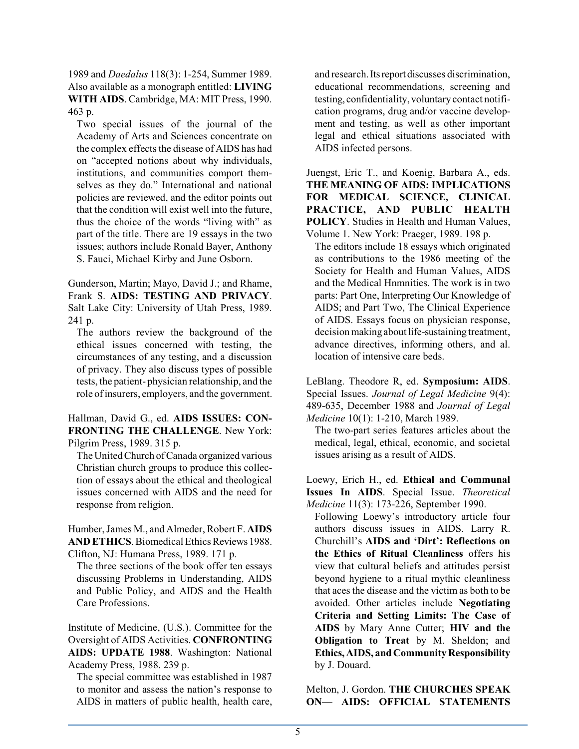1989 and *Daedalus* 118(3): 1-254, Summer 1989. Also available as a monograph entitled: **LIVING WITH AIDS**. Cambridge, MA: MIT Press, 1990. 463 p.

Two special issues of the journal of the Academy of Arts and Sciences concentrate on the complex effects the disease of AIDS has had on "accepted notions about why individuals, institutions, and communities comport themselves as they do." International and national policies are reviewed, and the editor points out that the condition will exist well into the future, thus the choice of the words "living with" as part of the title. There are 19 essays in the two issues; authors include Ronald Bayer, Anthony S. Fauci, Michael Kirby and June Osborn.

Gunderson, Martin; Mayo, David J.; and Rhame, Frank S. **AIDS: TESTING AND PRIVACY**. Salt Lake City: University of Utah Press, 1989. 241 p.

The authors review the background of the ethical issues concerned with testing, the circumstances of any testing, and a discussion of privacy. They also discuss types of possible tests, the patient- physician relationship, and the role of insurers, employers, and the government.

Hallman, David G., ed. **AIDS ISSUES: CONFRONTING THE CHALLENGE**. New York: Pilgrim Press, 1989. 315 p.

The United Church of Canada organized various Christian church groups to produce this collection of essays about the ethical and theological issues concerned with AIDS and the need for response from religion.

Humber, James M., and Almeder, Robert F. **AIDS AND ETHICS**. Biomedical Ethics Reviews 1988. Clifton, NJ: Humana Press, 1989. 171 p.

The three sections of the book offer ten essays discussing Problems in Understanding, AIDS and Public Policy, and AIDS and the Health Care Professions.

Institute of Medicine, (U.S.). Committee for the Oversight of AIDS Activities. **CONFRONTING AIDS: UPDATE 1988**. Washington: National Academy Press, 1988. 239 p.

The special committee was established in 1987 to monitor and assess the nation's response to AIDS in matters of public health, health care, and research. Its report discusses discrimination, educational recommendations, screening and testing, confidentiality, voluntary contact notification programs, drug and/or vaccine development and testing, as well as other important legal and ethical situations associated with AIDS infected persons.

Juengst, Eric T., and Koenig, Barbara A., eds. **THE MEANING OF AIDS: IMPLICATIONS FOR MEDICAL SCIENCE, CLINICAL PRACTICE, AND PUBLIC HEALTH POLICY**. Studies in Health and Human Values, Volume 1. New York: Praeger, 1989. 198 p.

The editors include 18 essays which originated as contributions to the 1986 meeting of the Society for Health and Human Values, AIDS and the Medical Hnmnities. The work is in two parts: Part One, Interpreting Our Knowledge of AIDS; and Part Two, The Clinical Experience of AIDS. Essays focus on physician response, decision making about life-sustaining treatment, advance directives, informing others, and al. location of intensive care beds.

LeBlang. Theodore R, ed. **Symposium: AIDS**. Special Issues. *Journal of Legal Medicine* 9(4): 489-635, December 1988 and *Journal of Legal Medicine* 10(1): 1-210, March 1989.

The two-part series features articles about the medical, legal, ethical, economic, and societal issues arising as a result of AIDS.

Loewy, Erich H., ed. **Ethical and Communal Issues In AIDS**. Special Issue. *Theoretical Medicine* 11(3): 173-226, September 1990.

Following Loewy's introductory article four authors discuss issues in AIDS. Larry R. Churchill's **AIDS and 'Dirt': Reflections on the Ethics of Ritual Cleanliness** offers his view that cultural beliefs and attitudes persist beyond hygiene to a ritual mythic cleanliness that aces the disease and the victim as both to be avoided. Other articles include **Negotiating Criteria and Setting Limits: The Case of AIDS** by Mary Anne Cutter; **HIV and the Obligation to Treat** by M. Sheldon; and **Ethics, AIDS, and Community Responsibility** by J. Douard.

Melton, J. Gordon. **THE CHURCHES SPEAK ON— AIDS: OFFICIAL STATEMENTS**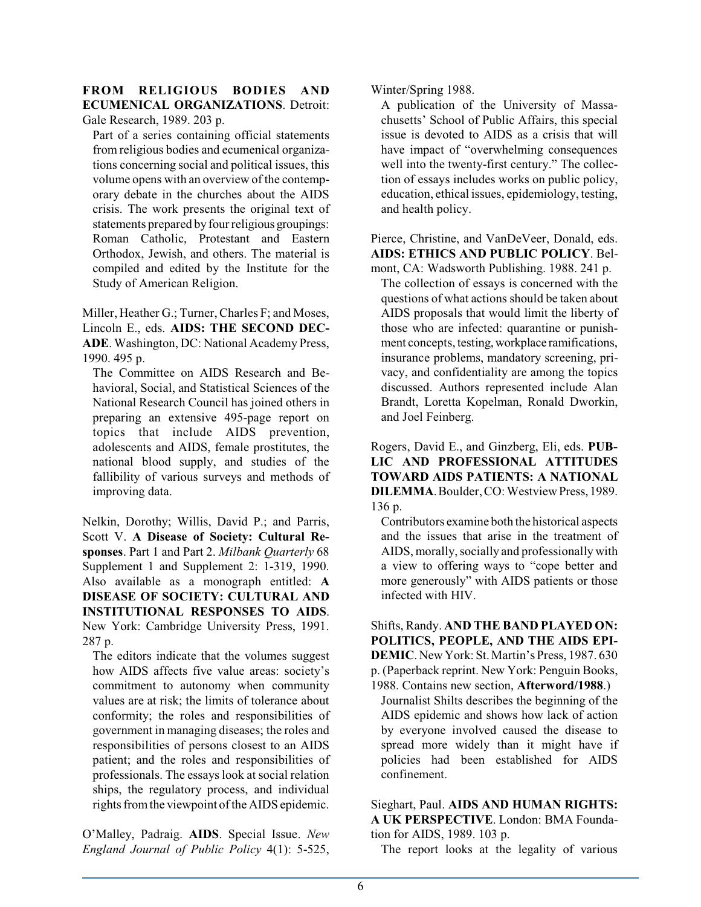**FROM RELIGIOUS BODIES AND ECUMENICAL ORGANIZATIONS**. Detroit: Gale Research, 1989. 203 p.

Part of a series containing official statements from religious bodies and ecumenical organizations concerning social and political issues, this volume opens with an overview of the contemporary debate in the churches about the AIDS crisis. The work presents the original text of statements prepared by four religious groupings: Roman Catholic, Protestant and Eastern Orthodox, Jewish, and others. The material is compiled and edited by the Institute for the Study of American Religion.

Miller, Heather G.; Turner, Charles F; and Moses, Lincoln E., eds. **AIDS: THE SECOND DECADE**. Washington, DC: National Academy Press, 1990. 495 p.

The Committee on AIDS Research and Behavioral, Social, and Statistical Sciences of the National Research Council has joined others in preparing an extensive 495-page report on topics that include AIDS prevention, adolescents and AIDS, female prostitutes, the national blood supply, and studies of the fallibility of various surveys and methods of improving data.

Nelkin, Dorothy; Willis, David P.; and Parris, Scott V. **A Disease of Society: Cultural Responses**. Part 1 and Part 2. *Milbank Quarterly* 68 Supplement 1 and Supplement 2: 1-319, 1990. Also available as a monograph entitled: **A DISEASE OF SOCIETY: CULTURAL AND INSTITUTIONAL RESPONSES TO AIDS**. New York: Cambridge University Press, 1991. 287 p.

The editors indicate that the volumes suggest how AIDS affects five value areas: society's commitment to autonomy when community values are at risk; the limits of tolerance about conformity; the roles and responsibilities of government in managing diseases; the roles and responsibilities of persons closest to an AIDS patient; and the roles and responsibilities of professionals. The essays look at social relation ships, the regulatory process, and individual rights from the viewpoint of the AIDS epidemic.

O'Malley, Padraig. **AIDS**. Special Issue. *New England Journal of Public Policy* 4(1): 5-525, Winter/Spring 1988.

A publication of the University of Massachusetts' School of Public Affairs, this special issue is devoted to AIDS as a crisis that will have impact of "overwhelming consequences well into the twenty-first century." The collection of essays includes works on public policy, education, ethical issues, epidemiology, testing, and health policy.

Pierce, Christine, and VanDeVeer, Donald, eds. **AIDS: ETHICS AND PUBLIC POLICY**. Belmont, CA: Wadsworth Publishing. 1988. 241 p.

The collection of essays is concerned with the questions of what actions should be taken about AIDS proposals that would limit the liberty of those who are infected: quarantine or punishment concepts, testing, workplace ramifications, insurance problems, mandatory screening, privacy, and confidentiality are among the topics discussed. Authors represented include Alan Brandt, Loretta Kopelman, Ronald Dworkin, and Joel Feinberg.

Rogers, David E., and Ginzberg, Eli, eds. **PUBLIC AND PROFESSIONAL ATTITUDES TOWARD AIDS PATIENTS: A NATIONAL DILEMMA**. Boulder, CO: Westview Press, 1989. 136 p.

Contributors examine both the historical aspects and the issues that arise in the treatment of AIDS, morally, socially and professionally with a view to offering ways to "cope better and more generously" with AIDS patients or those infected with HIV.

Shifts, Randy. **AND THE BAND PLAYED ON: POLITICS, PEOPLE, AND THE AIDS EPIDEMIC**. New York: St. Martin's Press, 1987. 630 p. (Paperback reprint. New York: Penguin Books, 1988. Contains new section, **Afterword/1988**.)

Journalist Shilts describes the beginning of the AIDS epidemic and shows how lack of action by everyone involved caused the disease to spread more widely than it might have if policies had been established for AIDS confinement.

Sieghart, Paul. **AIDS AND HUMAN RIGHTS: A UK PERSPECTIVE**. London: BMA Foundation for AIDS, 1989. 103 p.

The report looks at the legality of various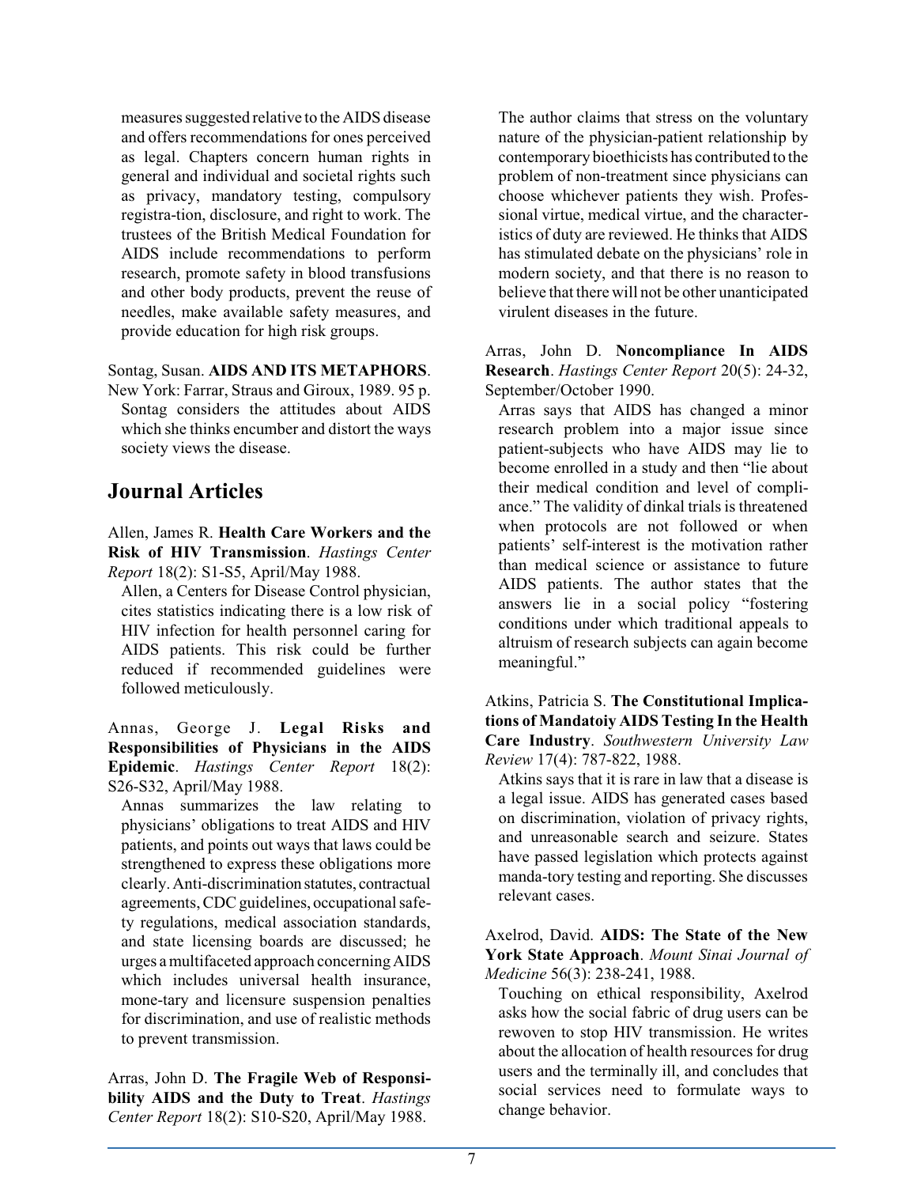measures suggested relative to the AIDS disease and offers recommendations for ones perceived as legal. Chapters concern human rights in general and individual and societal rights such as privacy, mandatory testing, compulsory registra-tion, disclosure, and right to work. The trustees of the British Medical Foundation for AIDS include recommendations to perform research, promote safety in blood transfusions and other body products, prevent the reuse of needles, make available safety measures, and provide education for high risk groups.

Sontag, Susan. **AIDS AND ITS METAPHORS**. New York: Farrar, Straus and Giroux, 1989. 95 p.

Sontag considers the attitudes about AIDS which she thinks encumber and distort the ways society views the disease.

## Journal Articles

Allen, James R. **Health Care Workers and the Risk of HIV Transmission**. *Hastings Center Report* 18(2): S1-S5, April/May 1988.

Allen, a Centers for Disease Control physician, cites statistics indicating there is a low risk of HIV infection for health personnel caring for AIDS patients. This risk could be further reduced if recommended guidelines were followed meticulously.

Annas, George J. **Legal Risks and Responsibilities of Physicians in the AIDS Epidemic**. *Hastings Center Report* 18(2): S26-S32, April/May 1988.

Annas summarizes the law relating to physicians' obligations to treat AIDS and HIV patients, and points out ways that laws could be strengthened to express these obligations more clearly. Anti-discrimination statutes, contractual agreements, CDC guidelines, occupational safe-ty regulations, medical association standards, and state licensing boards are discussed; he urges a multifaceted approach concerning AIDS which includes universal health insurance, mone-tary and licensure suspension penalties for discrimination, and use of realistic methods to prevent transmission.

Arras, John D. **The Fragile Web of Responsibility AIDS and the Duty to Treat**. *Hastings Center Report* 18(2): S10-S20, April/May 1988.

The author claims that stress on the voluntary nature of the physician-patient relationship by contemporary bioethicists has contributed to the problem of non-treatment since physicians can choose whichever patients they wish. Profes-sional virtue, medical virtue, and the character-istics of duty are reviewed. He thinks that AIDS has stimulated debate on the physicians' role in modern society, and that there is no reason to believe that there will not be other unanticipated virulent diseases in the future.

Arras, John D. **Noncompliance In AIDS Research**. *Hastings Center Report* 20(5): 24-32, September/October 1990.

Arras says that AIDS has changed a minor research problem into a major issue since patient-subjects who have AIDS may lie to become enrolled in a study and then "lie about their medical condition and level of compli-ance." The validity of dinkal trials is threatened when protocols are not followed or when patients' self-interest is the motivation rather than medical science or assistance to future AIDS patients. The author states that the answers lie in a social policy "fostering conditions under which traditional appeals to altruism of research subjects can again become meaningful."

Atkins, Patricia S. **The Constitutional Implica-tions of Mandatoiy AIDS Testing In the Health Care Industry**. *Southwestern University Law Review* 17(4): 787-822, 1988.

Atkins says that it is rare in law that a disease is a legal issue. AIDS has generated cases based on discrimination, violation of privacy rights, and unreasonable search and seizure. States have passed legislation which protects against manda-tory testing and reporting. She discusses relevant cases.

Axelrod, David. **AIDS: The State of the New York State Approach**. *Mount Sinai Journal of Medicine* 56(3): 238-241, 1988.

Touching on ethical responsibility, Axelrod asks how the social fabric of drug users can be rewoven to stop HIV transmission. He writes about the allocation of health resources for drug users and the terminally ill, and concludes that social services need to formulate ways to change behavior.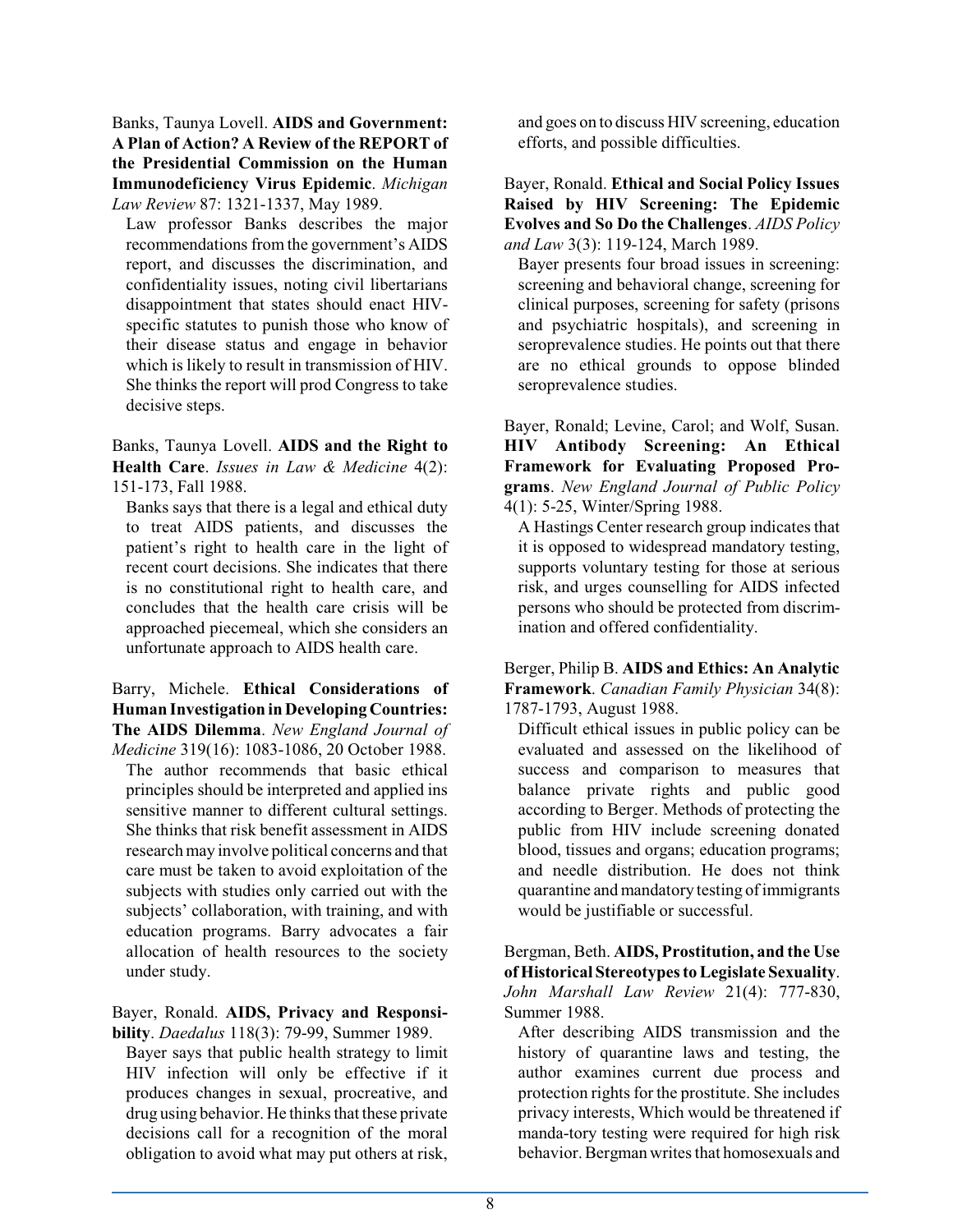Banks, Taunya Lovell. **AIDS and Government: A Plan of Action? A Review of the REPORT of the Presidential Commission on the Human Immunodeficiency Virus Epidemic**. *Michigan Law Review* 87: 1321-1337, May 1989.

Law professor Banks describes the major recommendations from the government's AIDS report, and discusses the discrimination, and confidentiality issues, noting civil libertarians disappointment that states should enact HIV-specific statutes to punish those who know of their disease status and engage in behavior which is likely to result in transmission of HIV. She thinks the report will prod Congress to take decisive steps.

Banks, Taunya Lovell. **AIDS and the Right to Health Care**. *Issues in Law & Medicine* 4(2): 151-173, Fall 1988.

Banks says that there is a legal and ethical duty to treat AIDS patients, and discusses the patient's right to health care in the light of recent court decisions. She indicates that there is no constitutional right to health care, and concludes that the health care crisis will be approached piecemeal, which she considers an unfortunate approach to AIDS health care.

Barry, Michele. **Ethical Considerations of Human Investigation in Developing Countries: The AIDS Dilemma**. *New England Journal of Medicine* 319(16): 1083-1086, 20 October 1988.

The author recommends that basic ethical principles should be interpreted and applied ins sensitive manner to different cultural settings. She thinks that risk benefit assessment in AIDS research may involve political concerns and that care must be taken to avoid exploitation of the subjects with studies only carried out with the subjects' collaboration, with training, and with education programs. Barry advocates a fair allocation of health resources to the society under study.

Bayer, Ronald. **AIDS, Privacy and Responsibility**. *Daedalus* 118(3): 79-99, Summer 1989.

Bayer says that public health strategy to limit HIV infection will only be effective if it produces changes in sexual, procreative, and drug using behavior. He thinks that these private decisions call for a recognition of the moral obligation to avoid what may put others at risk, and goes on to discuss HIV screening, education efforts, and possible difficulties.

Bayer, Ronald. **Ethical and Social Policy Issues Raised by HIV Screening: The Epidemic Evolves and So Do the Challenges**. *AIDS Policy and Law* 3(3): 119-124, March 1989.

Bayer presents four broad issues in screening: screening and behavioral change, screening for clinical purposes, screening for safety (prisons and psychiatric hospitals), and screening in seroprevalence studies. He points out that there are no ethical grounds to oppose blinded seroprevalence studies.

Bayer, Ronald; Levine, Carol; and Wolf, Susan. **HIV Antibody Screening: An Ethical Framework for Evaluating Proposed Programs**. *New England Journal of Public Policy* 4(1): 5-25, Winter/Spring 1988.

A Hastings Center research group indicates that it is opposed to widespread mandatory testing, supports voluntary testing for those at serious risk, and urges counselling for AIDS infected persons who should be protected from discrimination and offered confidentiality.

Berger, Philip B. **AIDS and Ethics: An Analytic Framework**. *Canadian Family Physician* 34(8): 1787-1793, August 1988.

Difficult ethical issues in public policy can be evaluated and assessed on the likelihood of success and comparison to measures that balance private rights and public good according to Berger. Methods of protecting the public from HIV include screening donated blood, tissues and organs; education programs; and needle distribution. He does not think quarantine and mandatory testing of immigrants would be justifiable or successful.

Bergman, Beth. **AIDS, Prostitution, and the Use of Historical Stereotypes to Legislate Sexuality**. *John Marshall Law Review* 21(4): 777-830, Summer 1988.

After describing AIDS transmission and the history of quarantine laws and testing, the author examines current due process and protection rights for the prostitute. She includes privacy interests, Which would be threatened if manda-tory testing were required for high risk behavior. Bergman writes that homosexuals and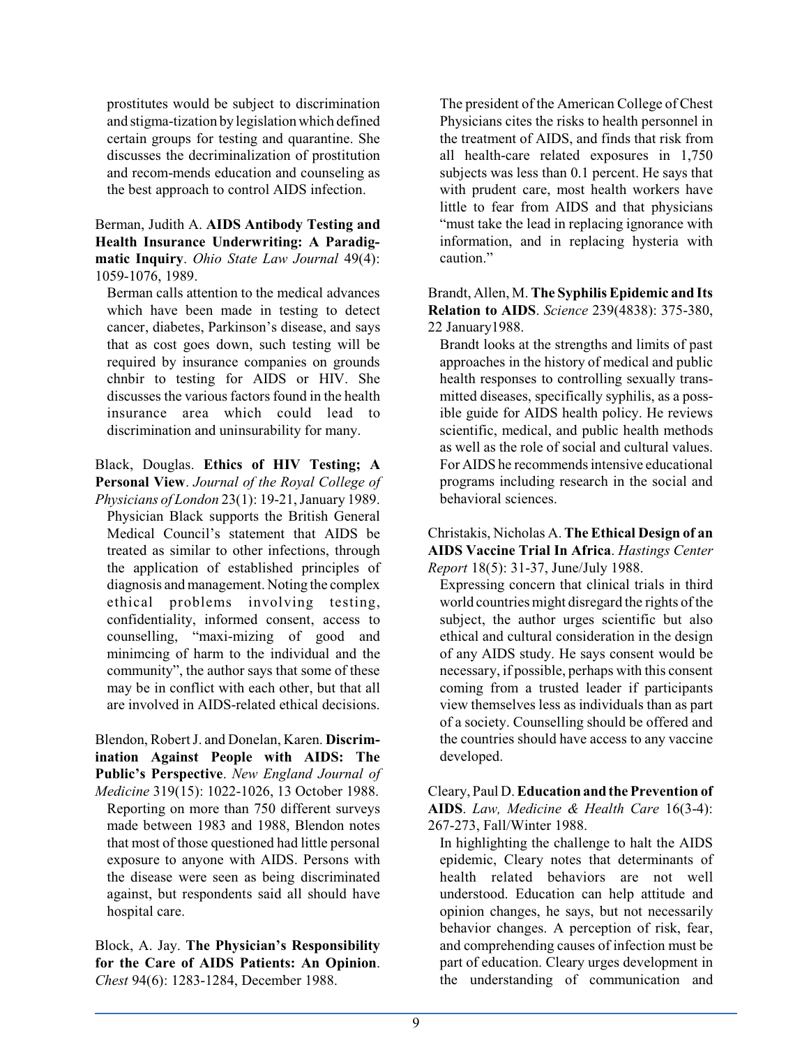prostitutes would be subject to discrimination and stigma-tization by legislation which defined certain groups for testing and quarantine. She discusses the decriminalization of prostitution and recom-mends education and counseling as the best approach to control AIDS infection.

Berman, Judith A. **AIDS Antibody Testing and Health Insurance Underwriting: A Paradigmatic Inquiry**. *Ohio State Law Journal* 49(4): 1059-1076, 1989.

Berman calls attention to the medical advances which have been made in testing to detect cancer, diabetes, Parkinson's disease, and says that as cost goes down, such testing will be required by insurance companies on grounds chnbir to testing for AIDS or HIV. She discusses the various factors found in the health insurance area which could lead to discrimination and uninsurability for many.

Black, Douglas. **Ethics of HIV Testing; A Personal View**. *Journal of the Royal College of Physicians of London* 23(1): 19-21, January 1989.

Physician Black supports the British General Medical Council's statement that AIDS be treated as similar to other infections, through the application of established principles of diagnosis and management. Noting the complex ethical problems involving testing, confidentiality, informed consent, access to counselling, "maxi-mizing of good and minimcing of harm to the individual and the community", the author says that some of these may be in conflict with each other, but that all are involved in AIDS-related ethical decisions.

Blendon, Robert J. and Donelan, Karen. **Discrimination Against People with AIDS: The Public's Perspective**. *New England Journal of Medicine* 319(15): 1022-1026, 13 October 1988.

Reporting on more than 750 different surveys made between 1983 and 1988, Blendon notes that most of those questioned had little personal exposure to anyone with AIDS. Persons with the disease were seen as being discriminated against, but respondents said all should have hospital care.

Block, A. Jay. **The Physician's Responsibility for the Care of AIDS Patients: An Opinion**. *Chest* 94(6): 1283-1284, December 1988.

The president of the American College of Chest Physicians cites the risks to health personnel in the treatment of AIDS, and finds that risk from all health-care related exposures in 1,750 subjects was less than 0.1 percent. He says that with prudent care, most health workers have little to fear from AIDS and that physicians "must take the lead in replacing ignorance with information, and in replacing hysteria with caution."

Brandt, Allen, M. **The Syphilis Epidemic and Its Relation to AIDS**. *Science* 239(4838): 375-380, 22 January1988.

Brandt looks at the strengths and limits of past approaches in the history of medical and public health responses to controlling sexually transmitted diseases, specifically syphilis, as a possible guide for AIDS health policy. He reviews scientific, medical, and public health methods as well as the role of social and cultural values. For AIDS he recommends intensive educational programs including research in the social and behavioral sciences.

Christakis, Nicholas A. **The Ethical Design of an AIDS Vaccine Trial In Africa**. *Hastings Center Report* 18(5): 31-37, June/July 1988.

Expressing concern that clinical trials in third world countries might disregard the rights of the subject, the author urges scientific but also ethical and cultural consideration in the design of any AIDS study. He says consent would be necessary, if possible, perhaps with this consent coming from a trusted leader if participants view themselves less as individuals than as part of a society. Counselling should be offered and the countries should have access to any vaccine developed.

Cleary, Paul D. **Education and the Prevention of AIDS**. *Law, Medicine & Health Care* 16(3-4): 267-273, Fall/Winter 1988.

In highlighting the challenge to halt the AIDS epidemic, Cleary notes that determinants of health related behaviors are not well understood. Education can help attitude and opinion changes, he says, but not necessarily behavior changes. A perception of risk, fear, and comprehending causes of infection must be part of education. Cleary urges development in the understanding of communication and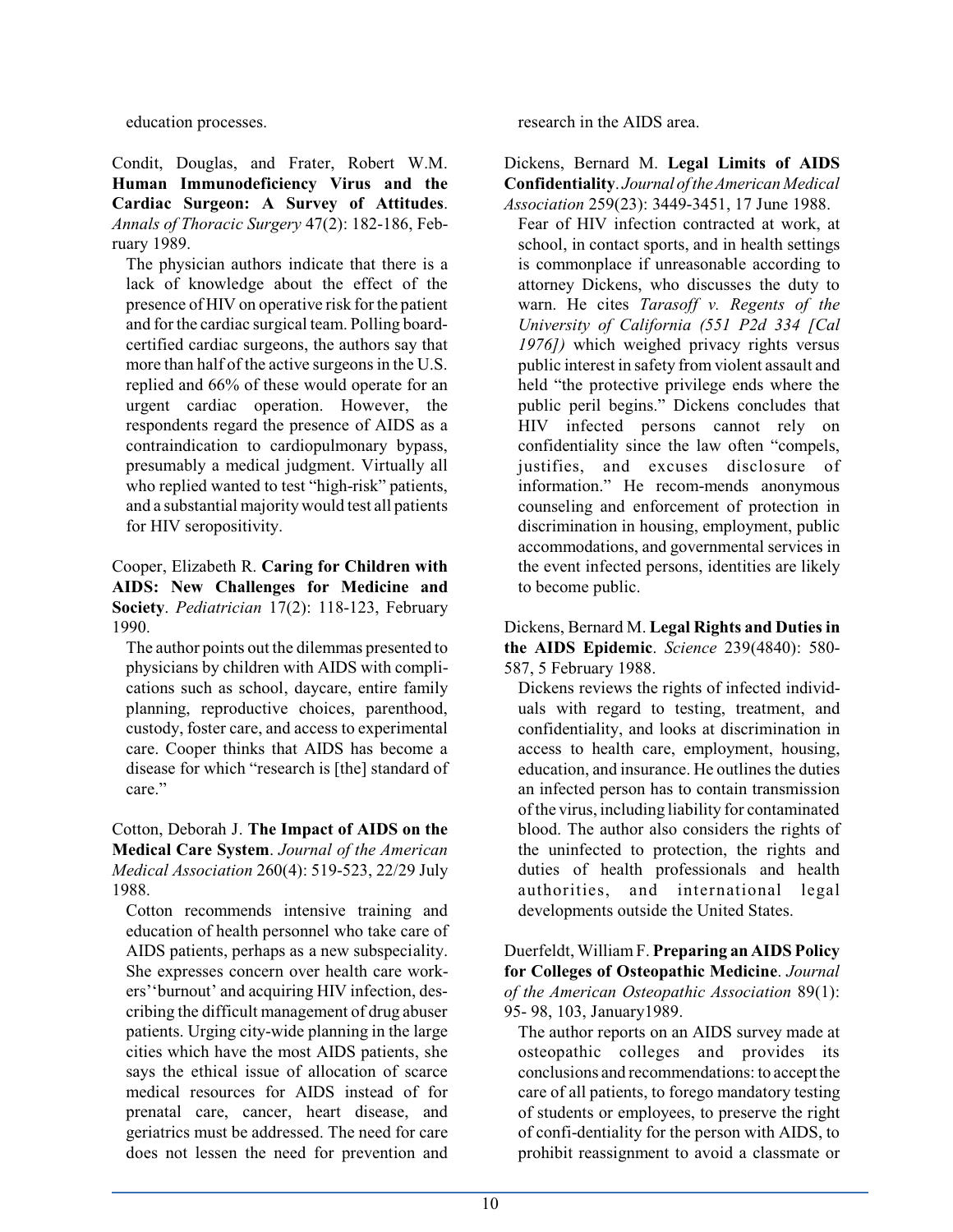education processes.

Condit, Douglas, and Frater, Robert W.M. **Human Immunodeficiency Virus and the Cardiac Surgeon: A Survey of Attitudes**. *Annals of Thoracic Surgery* 47(2): 182-186, February 1989.

The physician authors indicate that there is a lack of knowledge about the effect of the presence of HIV on operative risk for the patient and for the cardiac surgical team. Polling board-certified cardiac surgeons, the authors say that more than half of the active surgeons in the U.S. replied and 66% of these would operate for an urgent cardiac operation. However, the respondents regard the presence of AIDS as a contraindication to cardiopulmonary bypass, presumably a medical judgment. Virtually all who replied wanted to test "high-risk" patients, and a substantial majority would test all patients for HIV seropositivity.

Cooper, Elizabeth R. **Caring for Children with AIDS: New Challenges for Medicine and Society**. *Pediatrician* 17(2): 118-123, February 1990.

The author points out the dilemmas presented to physicians by children with AIDS with complications such as school, daycare, entire family planning, reproductive choices, parenthood, custody, foster care, and access to experimental care. Cooper thinks that AIDS has become a disease for which "research is [the] standard of care."

Cotton, Deborah J. **The Impact of AIDS on the Medical Care System**. *Journal of the American Medical Association* 260(4): 519-523, 22/29 July 1988.

Cotton recommends intensive training and education of health personnel who take care of AIDS patients, perhaps as a new subspeciality. She expresses concern over health care workers' 'burnout' and acquiring HIV infection, describing the difficult management of drug abuser patients. Urging city-wide planning in the large cities which have the most AIDS patients, she says the ethical issue of allocation of scarce medical resources for AIDS instead of for prenatal care, cancer, heart disease, and geriatrics must be addressed. The need for care does not lessen the need for prevention and research in the AIDS area.

Dickens, Bernard M. **Legal Limits of AIDS Confidentiality**. *Journal of the American Medical Association* 259(23): 3449-3451, 17 June 1988.

Fear of HIV infection contracted at work, at school, in contact sports, and in health settings is commonplace if unreasonable according to attorney Dickens, who discusses the duty to warn. He cites *Tarasoff v. Regents of the University of California (551 P2d 334 [Cal 1976])* which weighed privacy rights versus public interest in safety from violent assault and held "the protective privilege ends where the public peril begins." Dickens concludes that HIV infected persons cannot rely on confidentiality since the law often "compels, justifies, and excuses disclosure of information." He recom-mends anonymous counseling and enforcement of protection in discrimination in housing, employment, public accommodations, and governmental services in the event infected persons, identities are likely to become public.

Dickens, Bernard M. **Legal Rights and Duties in the AIDS Epidemic**. *Science* 239(4840): 580-587, 5 February 1988.

Dickens reviews the rights of infected individuals with regard to testing, treatment, and confidentiality, and looks at discrimination in access to health care, employment, housing, education, and insurance. He outlines the duties an infected person has to contain transmission of the virus, including liability for contaminated blood. The author also considers the rights of the uninfected to protection, the rights and duties of health professionals and health authorities, and international legal developments outside the United States.

Duerfeldt, William F. **Preparing an AIDS Policy for Colleges of Osteopathic Medicine**. *Journal of the American Osteopathic Association* 89(1): 95- 98, 103, January1989.

The author reports on an AIDS survey made at osteopathic colleges and provides its conclusions and recommendations: to accept the care of all patients, to forego mandatory testing of students or employees, to preserve the right of confi-dentiality for the person with AIDS, to prohibit reassignment to avoid a classmate or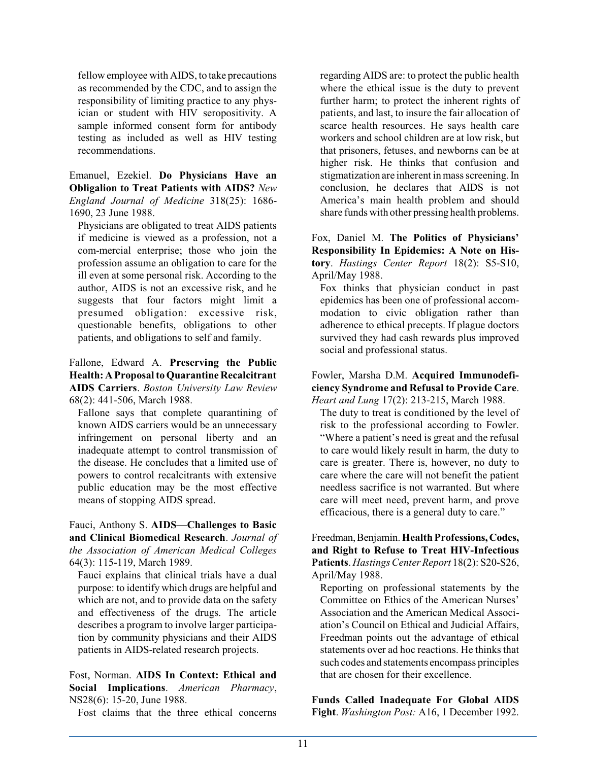fellow employee with AIDS, to take precautions as recommended by the CDC, and to assign the responsibility of limiting practice to any physician or student with HIV seropositivity. A sample informed consent form for antibody testing as included as well as HIV testing recommendations.

Emanuel, Ezekiel. **Do Physicians Have an Obligalion to Treat Patients with AIDS?** *New England Journal of Medicine* 318(25): 1686-1690, 23 June 1988.

Physicians are obligated to treat AIDS patients if medicine is viewed as a profession, not a com-mercial enterprise; those who join the profession assume an obligation to care for the ill even at some personal risk. According to the author, AIDS is not an excessive risk, and he suggests that four factors might limit a presumed obligation: excessive risk, questionable benefits, obligations to other patients, and obligations to self and family.

Fallone, Edward A. **Preserving the Public Health: A Proposal to Quarantine Recalcitrant AIDS Carriers**. *Boston University Law Review* 68(2): 441-506, March 1988.

Fallone says that complete quarantining of known AIDS carriers would be an unnecessary infringement on personal liberty and an inadequate attempt to control transmission of the disease. He concludes that a limited use of powers to control recalcitrants with extensive public education may be the most effective means of stopping AIDS spread.

Fauci, Anthony S. **AIDS—Challenges to Basic and Clinical Biomedical Research**. *Journal of the Association of American Medical Colleges* 64(3): 115-119, March 1989.

Fauci explains that clinical trials have a dual purpose: to identify which drugs are helpful and which are not, and to provide data on the safety and effectiveness of the drugs. The article describes a program to involve larger participation by community physicians and their AIDS patients in AIDS-related research projects.

Fost, Norman. **AIDS In Context: Ethical and Social Implications**. *American Pharmacy*, NS28(6): 15-20, June 1988.

Fost claims that the three ethical concerns regarding AIDS are: to protect the public health where the ethical issue is the duty to prevent further harm; to protect the inherent rights of patients, and last, to insure the fair allocation of scarce health resources. He says health care workers and school children are at low risk, but that prisoners, fetuses, and newborns can be at higher risk. He thinks that confusion and stigmatization are inherent in mass screening. In conclusion, he declares that AIDS is not America's main health problem and should share funds with other pressing health problems.

Fox, Daniel M. **The Politics of Physicians' Responsibility In Epidemics: A Note on History**. *Hastings Center Report* 18(2): S5-S10, April/May 1988.

Fox thinks that physician conduct in past epidemics has been one of professional accommodation to civic obligation rather than adherence to ethical precepts. If plague doctors survived they had cash rewards plus improved social and professional status.

Fowler, Marsha D.M. **Acquired Immunodeficiency Syndrome and Refusal to Provide Care**. *Heart and Lung* 17(2): 213-215, March 1988.

The duty to treat is conditioned by the level of risk to the professional according to Fowler. "Where a patient's need is great and the refusal to care would likely result in harm, the duty to care is greater. There is, however, no duty to care where the care will not benefit the patient needless sacrifice is not warranted. But where care will meet need, prevent harm, and prove efficacious, there is a general duty to care."

Freedman, Benjamin. **Health Professions, Codes, and Right to Refuse to Treat HIV-Infectious Patients**. *Hastings Center Report* 18(2): S20-S26, April/May 1988.

Reporting on professional statements by the Committee on Ethics of the American Nurses' Association and the American Medical Association's Council on Ethical and Judicial Affairs, Freedman points out the advantage of ethical statements over ad hoc reactions. He thinks that such codes and statements encompass principles that are chosen for their excellence.

**Funds Called Inadequate For Global AIDS Fight**. *Washington Post:* A16, 1 December 1992.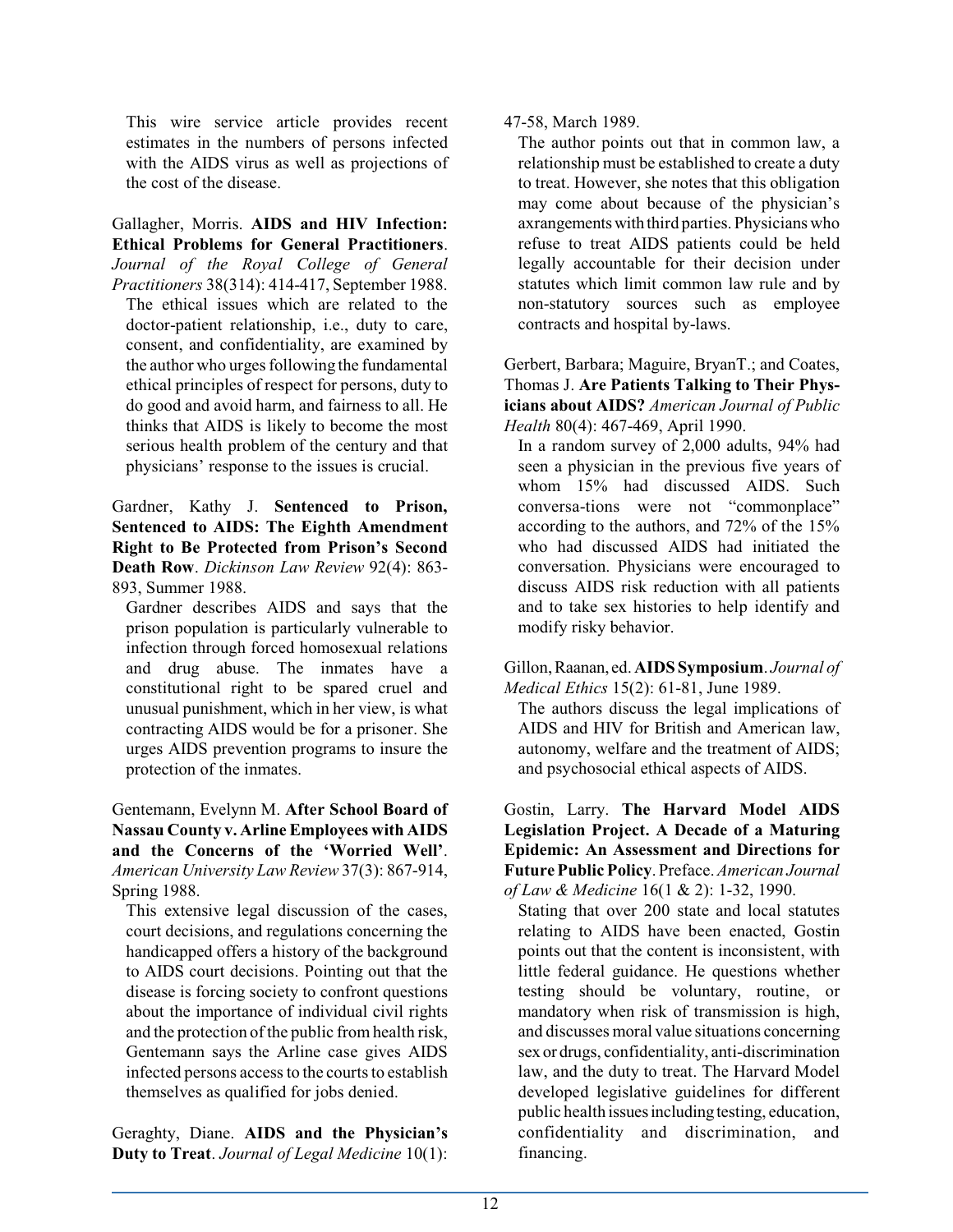This wire service article provides recent estimates in the numbers of persons infected with the AIDS virus as well as projections of the cost of the disease.

Gallagher, Morris. **AIDS and HIV Infection: Ethical Problems for General Practitioners**. *Journal of the Royal College of General Practitioners* 38(314): 414-417, September 1988.

The ethical issues which are related to the doctor-patient relationship, i.e., duty to care, consent, and confidentiality, are examined by the author who urges following the fundamental ethical principles of respect for persons, duty to do good and avoid harm, and fairness to all. He thinks that AIDS is likely to become the most serious health problem of the century and that physicians' response to the issues is crucial.

Gardner, Kathy J. **Sentenced to Prison, Sentenced to AIDS: The Eighth Amendment Right to Be Protected from Prison's Second Death Row**. *Dickinson Law Review* 92(4): 863-893, Summer 1988.

Gardner describes AIDS and says that the prison population is particularly vulnerable to infection through forced homosexual relations and drug abuse. The inmates have a constitutional right to be spared cruel and unusual punishment, which in her view, is what contracting AIDS would be for a prisoner. She urges AIDS prevention programs to insure the protection of the inmates.

Gentemann, Evelynn M. **After School Board of Nassau County v. Arline Employees with AIDS and the Concerns of the 'Worried Well'**. *American University Law Review* 37(3): 867-914, Spring 1988.

This extensive legal discussion of the cases, court decisions, and regulations concerning the handicapped offers a history of the background to AIDS court decisions. Pointing out that the disease is forcing society to confront questions about the importance of individual civil rights and the protection of the public from health risk, Gentemann says the Arline case gives AIDS infected persons access to the courts to establish themselves as qualified for jobs denied.

Geraghty, Diane. **AIDS and the Physician's Duty to Treat**. *Journal of Legal Medicine* 10(1): 47-58, March 1989.

The author points out that in common law, a relationship must be established to create a duty to treat. However, she notes that this obligation may come about because of the physician's axrangements with third parties. Physicians who refuse to treat AIDS patients could be held legally accountable for their decision under statutes which limit common law rule and by non-statutory sources such as employee contracts and hospital by-laws.

Gerbert, Barbara; Maguire, BryanT.; and Coates, Thomas J. **Are Patients Talking to Their Physicians about AIDS?** *American Journal of Public Health* 80(4): 467-469, April 1990.

In a random survey of 2,000 adults, 94% had seen a physician in the previous five years of whom 15% had discussed AIDS. Such conversa-tions were not "commonplace" according to the authors, and 72% of the 15% who had discussed AIDS had initiated the conversation. Physicians were encouraged to discuss AIDS risk reduction with all patients and to take sex histories to help identify and modify risky behavior.

Gillon, Raanan, ed. **AIDS Symposium**. *Journal of Medical Ethics* 15(2): 61-81, June 1989.

The authors discuss the legal implications of AIDS and HIV for British and American law, autonomy, welfare and the treatment of AIDS; and psychosocial ethical aspects of AIDS.

Gostin, Larry. **The Harvard Model AIDS Legislation Project. A Decade of a Maturing Epidemic: An Assessment and Directions for Future Public Policy**. Preface. *American Journal of Law & Medicine* 16(1 & 2): 1-32, 1990.

Stating that over 200 state and local statutes relating to AIDS have been enacted, Gostin points out that the content is inconsistent, with little federal guidance. He questions whether testing should be voluntary, routine, or mandatory when risk of transmission is high, and discusses moral value situations concerning sex or drugs, confidentiality, anti-discrimination law, and the duty to treat. The Harvard Model developed legislative guidelines for different public health issues including testing, education, confidentiality and discrimination, and financing.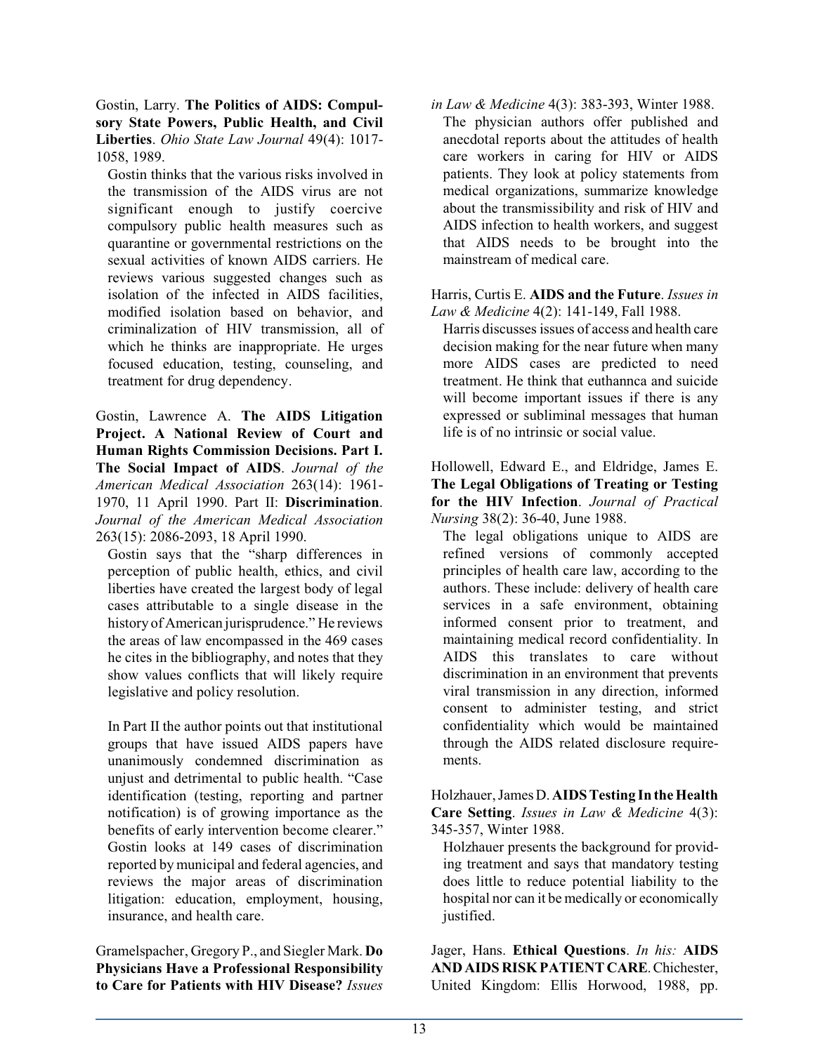Gostin, Larry. **The Politics of AIDS: Compulsory State Powers, Public Health, and Civil Liberties**. *Ohio State Law Journal* 49(4): 1017-1058, 1989.

Gostin thinks that the various risks involved in the transmission of the AIDS virus are not significant enough to justify coercive compulsory public health measures such as quarantine or governmental restrictions on the sexual activities of known AIDS carriers. He reviews various suggested changes such as isolation of the infected in AIDS facilities, modified isolation based on behavior, and criminalization of HIV transmission, all of which he thinks are inappropriate. He urges focused education, testing, counseling, and treatment for drug dependency.

Gostin, Lawrence A. **The AIDS Litigation Project. A National Review of Court and Human Rights Commission Decisions. Part I. The Social Impact of AIDS**. *Journal of the American Medical Association* 263(14): 1961-1970, 11 April 1990. Part II: **Discrimination**. *Journal of the American Medical Association* 263(15): 2086-2093, 18 April 1990.

Gostin says that the "sharp differences in perception of public health, ethics, and civil liberties have created the largest body of legal cases attributable to a single disease in the history of American jurisprudence." He reviews the areas of law encompassed in the 469 cases he cites in the bibliography, and notes that they show values conflicts that will likely require legislative and policy resolution.

In Part II the author points out that institutional groups that have issued AIDS papers have unanimously condemned discrimination as unjust and detrimental to public health. "Case identification (testing, reporting and partner notification) is of growing importance as the benefits of early intervention become clearer." Gostin looks at 149 cases of discrimination reported by municipal and federal agencies, and reviews the major areas of discrimination litigation: education, employment, housing, insurance, and health care.

Gramelspacher, Gregory P., and Siegler Mark. **Do Physicians Have a Professional Responsibility to Care for Patients with HIV Disease?** *Issues in Law & Medicine* 4(3): 383-393, Winter 1988.

The physician authors offer published and anecdotal reports about the attitudes of health care workers in caring for HIV or AIDS patients. They look at policy statements from medical organizations, summarize knowledge about the transmissibility and risk of HIV and AIDS infection to health workers, and suggest that AIDS needs to be brought into the mainstream of medical care.

Harris, Curtis E. **AIDS and the Future**. *Issues in Law & Medicine* 4(2): 141-149, Fall 1988.

Harris discusses issues of access and health care decision making for the near future when many more AIDS cases are predicted to need treatment. He think that euthannca and suicide will become important issues if there is any expressed or subliminal messages that human life is of no intrinsic or social value.

Hollowell, Edward E., and Eldridge, James E. **The Legal Obligations of Treating or Testing for the HIV Infection**. *Journal of Practical Nursing* 38(2): 36-40, June 1988.

The legal obligations unique to AIDS are refined versions of commonly accepted principles of health care law, according to the authors. These include: delivery of health care services in a safe environment, obtaining informed consent prior to treatment, and maintaining medical record confidentiality. In AIDS this translates to care without discrimination in an environment that prevents viral transmission in any direction, informed consent to administer testing, and strict confidentiality which would be maintained through the AIDS related disclosure requirements.

Holzhauer, James D. **AIDS Testing In the Health Care Setting**. *Issues in Law & Medicine* 4(3): 345-357, Winter 1988.

Holzhauer presents the background for providing treatment and says that mandatory testing does little to reduce potential liability to the hospital nor can it be medically or economically justified.

Jager, Hans. **Ethical Questions**. *In his:* **AIDS AND AIDS RISK PATIENT CARE**. Chichester, United Kingdom: Ellis Horwood, 1988, pp.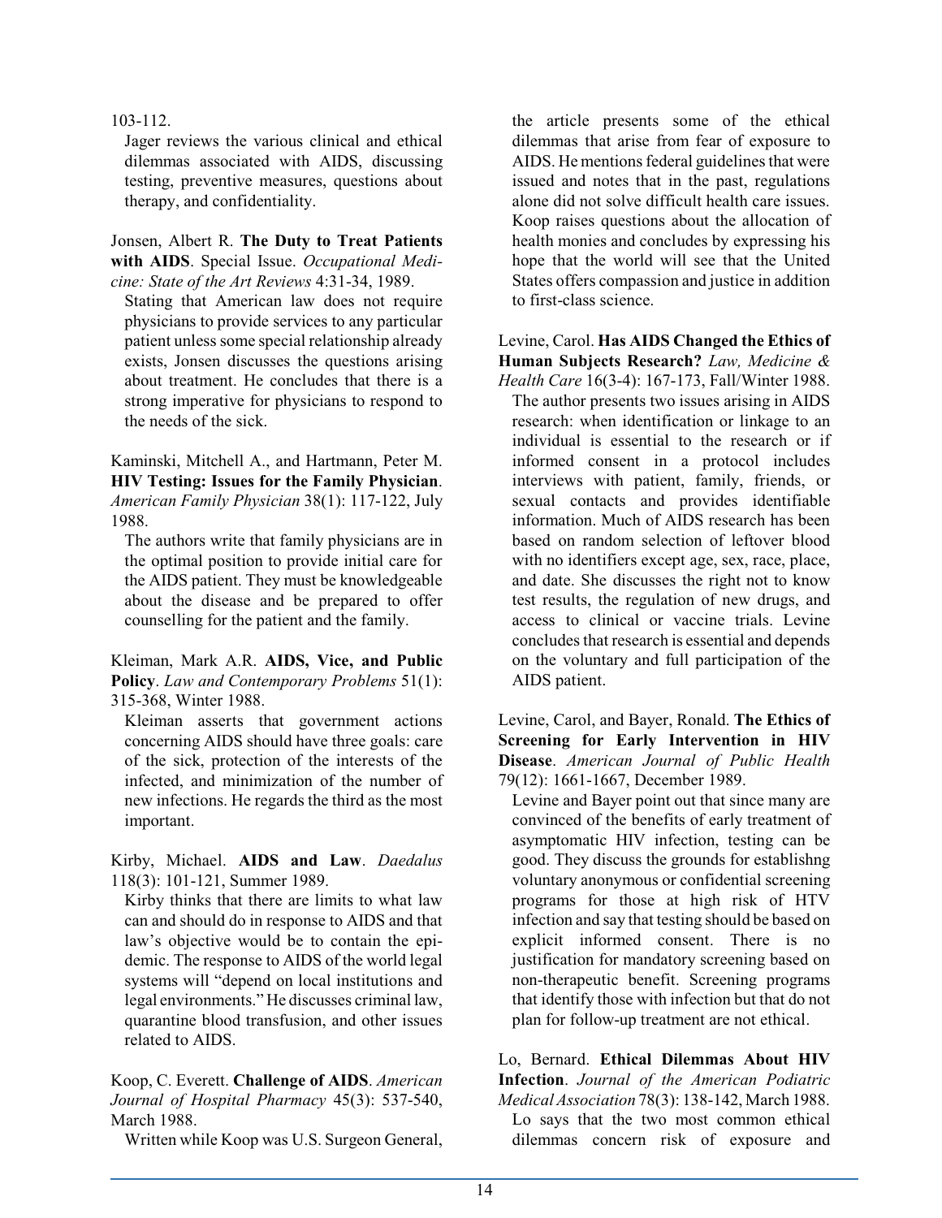103-112.

Jager reviews the various clinical and ethical dilemmas associated with AIDS, discussing testing, preventive measures, questions about therapy, and confidentiality.

Jonsen, Albert R. **The Duty to Treat Patients with AIDS**. Special Issue. *Occupational Medicine: State of the Art Reviews* 4:31-34, 1989.

Stating that American law does not require physicians to provide services to any particular patient unless some special relationship already exists, Jonsen discusses the questions arising about treatment. He concludes that there is a strong imperative for physicians to respond to the needs of the sick.

Kaminski, Mitchell A., and Hartmann, Peter M. **HIV Testing: Issues for the Family Physician**. *American Family Physician* 38(1): 117-122, July 1988.

The authors write that family physicians are in the optimal position to provide initial care for the AIDS patient. They must be knowledgeable about the disease and be prepared to offer counselling for the patient and the family.

Kleiman, Mark A.R. **AIDS, Vice, and Public Policy**. *Law and Contemporary Problems* 51(1): 315-368, Winter 1988.

Kleiman asserts that government actions concerning AIDS should have three goals: care of the sick, protection of the interests of the infected, and minimization of the number of new infections. He regards the third as the most important.

Kirby, Michael. **AIDS and Law**. *Daedalus* 118(3): 101-121, Summer 1989.

Kirby thinks that there are limits to what law can and should do in response to AIDS and that law's objective would be to contain the epidemic. The response to AIDS of the world legal systems will "depend on local institutions and legal environments." He discusses criminal law, quarantine blood transfusion, and other issues related to AIDS.

Koop, C. Everett. **Challenge of AIDS**. *American Journal of Hospital Pharmacy* 45(3): 537-540, March 1988.

Written while Koop was U.S. Surgeon General, the article presents some of the ethical dilemmas that arise from fear of exposure to AIDS. He mentions federal guidelines that were issued and notes that in the past, regulations alone did not solve difficult health care issues. Koop raises questions about the allocation of health monies and concludes by expressing his hope that the world will see that the United States offers compassion and justice in addition to first-class science.

Levine, Carol. **Has AIDS Changed the Ethics of Human Subjects Research?** *Law, Medicine & Health Care* 16(3-4): 167-173, Fall/Winter 1988.

The author presents two issues arising in AIDS research: when identification or linkage to an individual is essential to the research or if informed consent in a protocol includes interviews with patient, family, friends, or sexual contacts and provides identifiable information. Much of AIDS research has been based on random selection of leftover blood with no identifiers except age, sex, race, place, and date. She discusses the right not to know test results, the regulation of new drugs, and access to clinical or vaccine trials. Levine concludes that research is essential and depends on the voluntary and full participation of the AIDS patient.

Levine, Carol, and Bayer, Ronald. **The Ethics of Screening for Early Intervention in HIV Disease**. *American Journal of Public Health* 79(12): 1661-1667, December 1989.

Levine and Bayer point out that since many are convinced of the benefits of early treatment of asymptomatic HIV infection, testing can be good. They discuss the grounds for establishng voluntary anonymous or confidential screening programs for those at high risk of HTV infection and say that testing should be based on explicit informed consent. There is no justification for mandatory screening based on non-therapeutic benefit. Screening programs that identify those with infection but that do not plan for follow-up treatment are not ethical.

Lo, Bernard. **Ethical Dilemmas About HIV Infection**. *Journal of the American Podiatric Medical Association* 78(3): 138-142, March 1988.

Lo says that the two most common ethical dilemmas concern risk of exposure and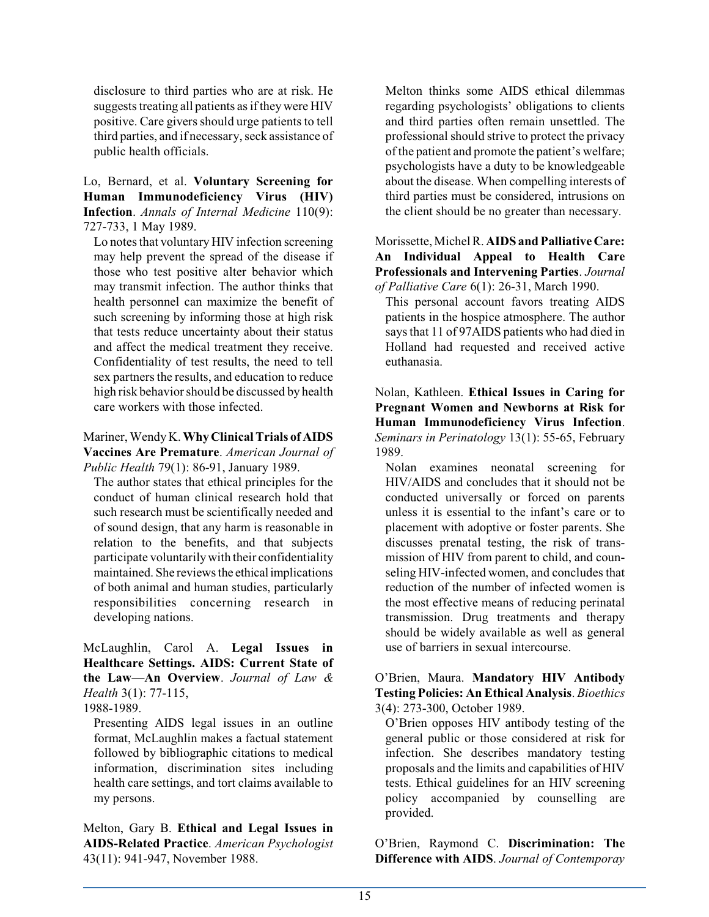disclosure to third parties who are at risk. He suggests treating all patients as if they were HIV positive. Care givers should urge patients to tell third parties, and if necessary, seek assistance of public health officials.

Lo, Bernard, et al. **Voluntary Screening for Human Immunodeficiency Virus (HIV) Infection**. *Annals of Internal Medicine* 110(9): 727-733, 1 May 1989.

Lo notes that voluntary HIV infection screening may help prevent the spread of the disease if those who test positive alter behavior which may transmit infection. The author thinks that health personnel can maximize the benefit of such screening by informing those at high risk that tests reduce uncertainty about their status and affect the medical treatment they receive. Confidentiality of test results, the need to tell sex partners the results, and education to reduce high risk behavior should be discussed by health care workers with those infected.

Mariner, Wendy K. **Why Clinical Trials of AIDS Vaccines Are Premature**. *American Journal of Public Health* 79(1): 86-91, January 1989.

The author states that ethical principles for the conduct of human clinical research hold that such research must be scientifically needed and of sound design, that any harm is reasonable in relation to the benefits, and that subjects participate voluntarily with their confidentiality maintained. She reviews the ethical implications of both animal and human studies, particularly responsibilities concerning research in developing nations.

McLaughlin, Carol A. **Legal Issues in Healthcare Settings. AIDS: Current State of the Law—An Overview**. *Journal of Law & Health* 3(1): 77-115, 1988-1989.

Presenting AIDS legal issues in an outline format, McLaughlin makes a factual statement followed by bibliographic citations to medical information, discrimination sites including health care settings, and tort claims available to my persons.

Melton, Gary B. **Ethical and Legal Issues in AIDS-Related Practice**. *American Psychologist* 43(11): 941-947, November 1988.

Melton thinks some AIDS ethical dilemmas regarding psychologists' obligations to clients and third parties often remain unsettled. The professional should strive to protect the privacy of the patient and promote the patient's welfare; psychologists have a duty to be knowledgeable about the disease. When compelling interests of third parties must be considered, intrusions on the client should be no greater than necessary.

Morissette, Michel R. **AIDS and Palliative Care: An Individual Appeal to Health Care Professionals and Intervening Parties**. *Journal of Palliative Care* 6(1): 26-31, March 1990.

This personal account favors treating AIDS patients in the hospice atmosphere. The author says that 11 of 97AIDS patients who had died in Holland had requested and received active euthanasia.

Nolan, Kathleen. **Ethical Issues in Caring for Pregnant Women and Newborns at Risk for Human Immunodeficiency Virus Infection**. *Seminars in Perinatology* 13(1): 55-65, February 1989.

Nolan examines neonatal screening for HIV/AIDS and concludes that it should not be conducted universally or forced on parents unless it is essential to the infant's care or to placement with adoptive or foster parents. She discusses prenatal testing, the risk of transmission of HIV from parent to child, and counseling HIV-infected women, and concludes that reduction of the number of infected women is the most effective means of reducing perinatal transmission. Drug treatments and therapy should be widely available as well as general use of barriers in sexual intercourse.

O'Brien, Maura. **Mandatory HIV Antibody Testing Policies: An Ethical Analysis**. *Bioethics* 3(4): 273-300, October 1989.

O'Brien opposes HIV antibody testing of the general public or those considered at risk for infection. She describes mandatory testing proposals and the limits and capabilities of HIV tests. Ethical guidelines for an HIV screening policy accompanied by counselling are provided.

O'Brien, Raymond C. **Discrimination: The Difference with AIDS**. *Journal of Contemporay*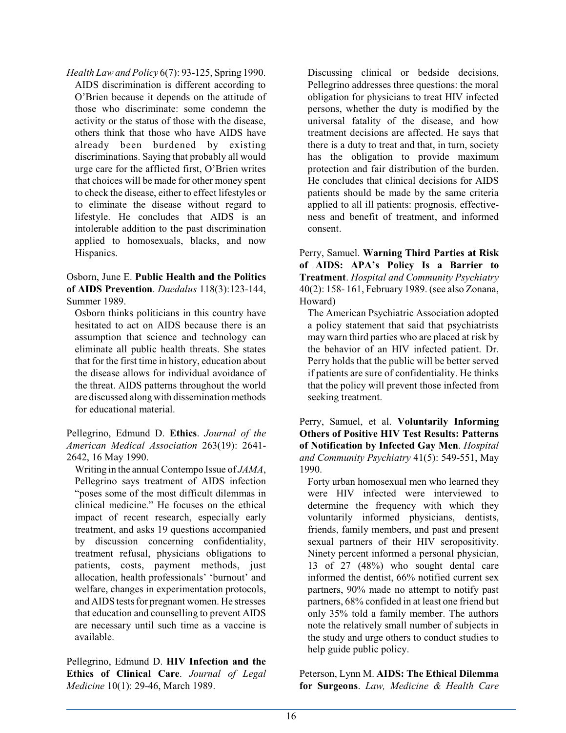*Health Law and Policy* 6(7): 93-125, Spring 1990.

AIDS discrimination is different according to O'Brien because it depends on the attitude of those who discriminate: some condemn the activity or the status of those with the disease, others think that those who have AIDS have already been burdened by existing discriminations. Saying that probably all would urge care for the afflicted first, O'Brien writes that choices will be made for other money spent to check the disease, either to effect lifestyles or to eliminate the disease without regard to lifestyle. He concludes that AIDS is an intolerable addition to the past discrimination applied to homosexuals, blacks, and now Hispanics.

Osborn, June E. **Public Health and the Politics of AIDS Prevention**. *Daedalus* 118(3):123-144, Summer 1989.

Osborn thinks politicians in this country have hesitated to act on AIDS because there is an assumption that science and technology can eliminate all public health threats. She states that for the first time in history, education about the disease allows for individual avoidance of the threat. AIDS patterns throughout the world are discussed along with dissemination methods for educational material.

Pellegrino, Edmund D. **Ethics**. *Journal of the American Medical Association* 263(19): 2641-2642, 16 May 1990.

Writing in the annual Contempo Issue of *JAMA*, Pellegrino says treatment of AIDS infection "poses some of the most difficult dilemmas in clinical medicine." He focuses on the ethical impact of recent research, especially early treatment, and asks 19 questions accompanied by discussion concerning confidentiality, treatment refusal, physicians obligations to patients, costs, payment methods, just allocation, health professionals' 'burnout' and welfare, changes in experimentation protocols, and AIDS tests for pregnant women. He stresses that education and counselling to prevent AIDS are necessary until such time as a vaccine is available.

Pellegrino, Edmund D. **HIV Infection and the Ethics of Clinical Care**. *Journal of Legal Medicine* 10(1): 29-46, March 1989.

Discussing clinical or bedside decisions, Pellegrino addresses three questions: the moral obligation for physicians to treat HIV infected persons, whether the duty is modified by the universal fatality of the disease, and how treatment decisions are affected. He says that there is a duty to treat and that, in turn, society has the obligation to provide maximum protection and fair distribution of the burden. He concludes that clinical decisions for AIDS patients should be made by the same criteria applied to all ill patients: prognosis, effectiveness and benefit of treatment, and informed consent.

Perry, Samuel. **Warning Third Parties at Risk of AIDS: APA's Policy Is a Barrier to Treatment**. *Hospital and Community Psychiatry* 40(2): 158- 161, February 1989. (see also Zonana, Howard)

The American Psychiatric Association adopted a policy statement that said that psychiatrists may warn third parties who are placed at risk by the behavior of an HIV infected patient. Dr. Perry holds that the public will be better served if patients are sure of confidentiality. He thinks that the policy will prevent those infected from seeking treatment.

Perry, Samuel, et al. **Voluntarily Informing Others of Positive HIV Test Results: Patterns of Notification by Infected Gay Men**. *Hospital and Community Psychiatry* 41(5): 549-551, May 1990.

Forty urban homosexual men who learned they were HIV infected were interviewed to determine the frequency with which they voluntarily informed physicians, dentists, friends, family members, and past and present sexual partners of their HIV seropositivity. Ninety percent informed a personal physician, 13 of 27 (48%) who sought dental care informed the dentist, 66% notified current sex partners, 90% made no attempt to notify past partners, 68% confided in at least one friend but only 35% told a family member. The authors note the relatively small number of subjects in the study and urge others to conduct studies to help guide public policy.

Peterson, Lynn M. **AIDS: The Ethical Dilemma for Surgeons**. *Law, Medicine & Health Care*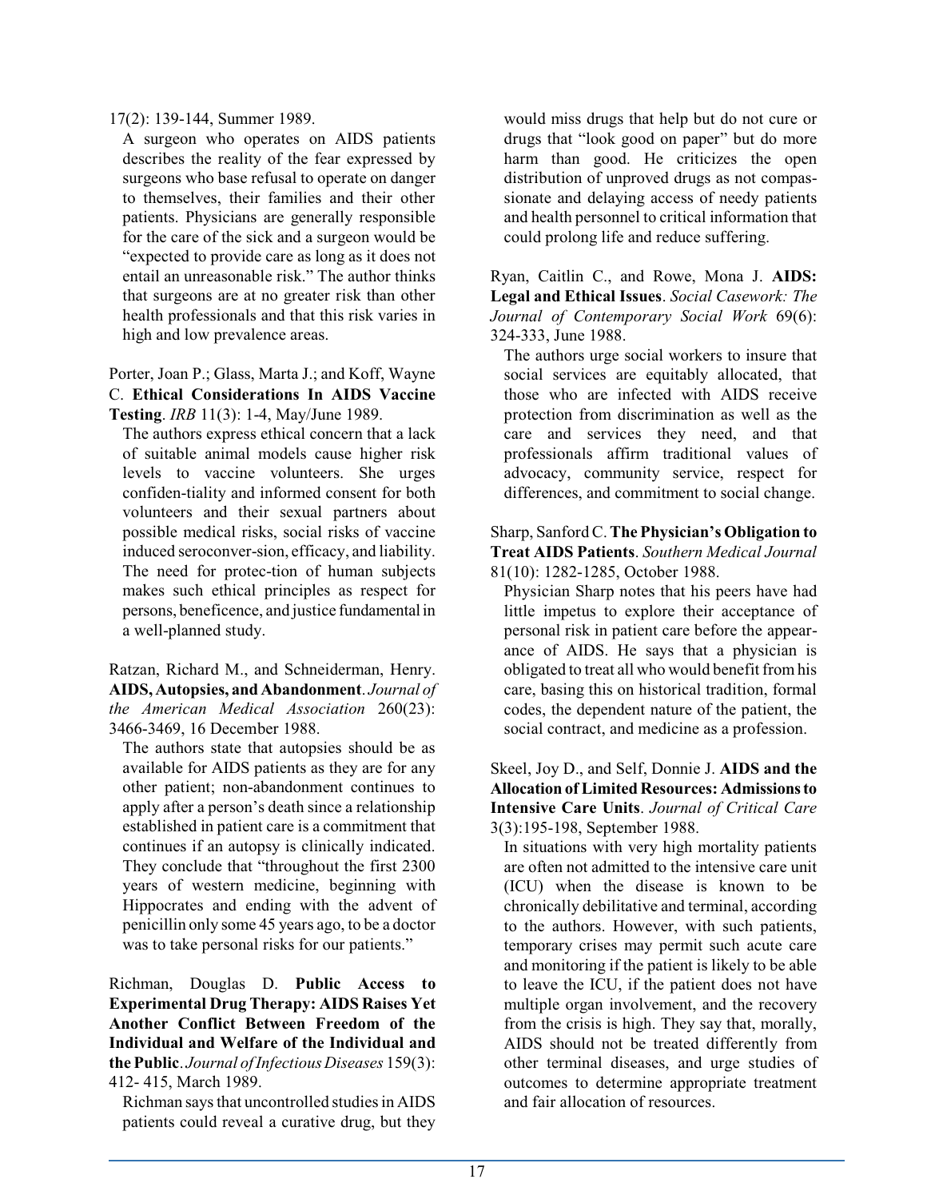17(2): 139-144, Summer 1989.

A surgeon who operates on AIDS patients describes the reality of the fear expressed by surgeons who base refusal to operate on danger to themselves, their families and their other patients. Physicians are generally responsible for the care of the sick and a surgeon would be "expected to provide care as long as it does not entail an unreasonable risk." The author thinks that surgeons are at no greater risk than other health professionals and that this risk varies in high and low prevalence areas.

Porter, Joan P.; Glass, Marta J.; and Koff, Wayne C. **Ethical Considerations In AIDS Vaccine Testing**. *IRB* 11(3): 1-4, May/June 1989.

The authors express ethical concern that a lack of suitable animal models cause higher risk levels to vaccine volunteers. She urges confiden-tiality and informed consent for both volunteers and their sexual partners about possible medical risks, social risks of vaccine induced seroconver-sion, efficacy, and liability. The need for protec-tion of human subjects makes such ethical principles as respect for persons, beneficence, and justice fundamental in a well-planned study.

Ratzan, Richard M., and Schneiderman, Henry. **AIDS, Autopsies, and Abandonment**. *Journal of the American Medical Association* 260(23): 3466-3469, 16 December 1988.

The authors state that autopsies should be as available for AIDS patients as they are for any other patient; non-abandonment continues to apply after a person's death since a relationship established in patient care is a commitment that continues if an autopsy is clinically indicated. They conclude that "throughout the first 2300 years of western medicine, beginning with Hippocrates and ending with the advent of penicillin only some 45 years ago, to be a doctor was to take personal risks for our patients."

Richman, Douglas D. **Public Access to Experimental Drug Therapy: AIDS Raises Yet Another Conflict Between Freedom of the Individual and Welfare of the Individual and the Public**. *Journal of Infectious Diseases* 159(3): 412- 415, March 1989.

Richman says that uncontrolled studies in AIDS patients could reveal a curative drug, but they would miss drugs that help but do not cure or drugs that "look good on paper" but do more harm than good. He criticizes the open distribution of unproved drugs as not compassionate and delaying access of needy patients and health personnel to critical information that could prolong life and reduce suffering.

Ryan, Caitlin C., and Rowe, Mona J. **AIDS: Legal and Ethical Issues**. *Social Casework: The Journal of Contemporary Social Work* 69(6): 324-333, June 1988.

The authors urge social workers to insure that social services are equitably allocated, that those who are infected with AIDS receive protection from discrimination as well as the care and services they need, and that professionals affirm traditional values of advocacy, community service, respect for differences, and commitment to social change.

Sharp, Sanford C. **The Physician's Obligation to Treat AIDS Patients**. *Southern Medical Journal* 81(10): 1282-1285, October 1988.

Physician Sharp notes that his peers have had little impetus to explore their acceptance of personal risk in patient care before the appearance of AIDS. He says that a physician is obligated to treat all who would benefit from his care, basing this on historical tradition, formal codes, the dependent nature of the patient, the social contract, and medicine as a profession.

Skeel, Joy D., and Self, Donnie J. **AIDS and the Allocation of Limited Resources: Admissions to Intensive Care Units**. *Journal of Critical Care* 3(3):195-198, September 1988.

In situations with very high mortality patients are often not admitted to the intensive care unit (ICU) when the disease is known to be chronically debilitative and terminal, according to the authors. However, with such patients, temporary crises may permit such acute care and monitoring if the patient is likely to be able to leave the ICU, if the patient does not have multiple organ involvement, and the recovery from the crisis is high. They say that, morally, AIDS should not be treated differently from other terminal diseases, and urge studies of outcomes to determine appropriate treatment and fair allocation of resources.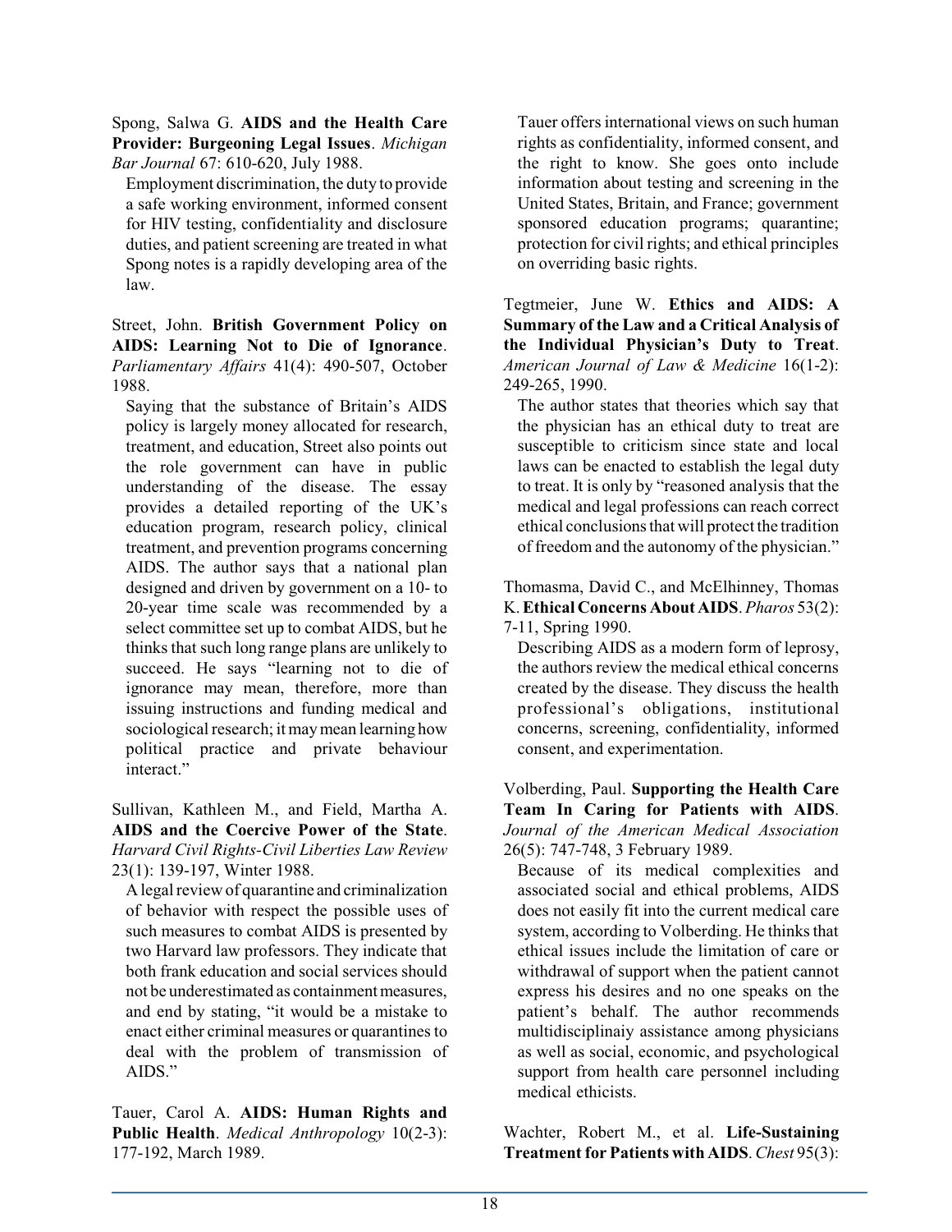Spong, Salwa G. **AIDS and the Health Care Provider: Burgeoning Legal Issues**. *Michigan Bar Journal* 67: 610-620, July 1988.

Employment discrimination, the duty to provide a safe working environment, informed consent for HIV testing, confidentiality and disclosure duties, and patient screening are treated in what Spong notes is a rapidly developing area of the law.

Street, John. **British Government Policy on AIDS: Learning Not to Die of Ignorance**. *Parliamentary Affairs* 41(4): 490-507, October 1988.

Saying that the substance of Britain's AIDS policy is largely money allocated for research, treatment, and education, Street also points out the role government can have in public understanding of the disease. The essay provides a detailed reporting of the UK's education program, research policy, clinical treatment, and prevention programs concerning AIDS. The author says that a national plan designed and driven by government on a 10- to 20-year time scale was recommended by a select committee set up to combat AIDS, but he thinks that such long range plans are unlikely to succeed. He says "learning not to die of ignorance may mean, therefore, more than issuing instructions and funding medical and sociological research; it may mean learning how political practice and private behaviour interact."

Sullivan, Kathleen M., and Field, Martha A. **AIDS and the Coercive Power of the State**. *Harvard Civil Rights-Civil Liberties Law Review* 23(1): 139-197, Winter 1988.

A legal review of quarantine and criminalization of behavior with respect the possible uses of such measures to combat AIDS is presented by two Harvard law professors. They indicate that both frank education and social services should not be underestimated as containment measures, and end by stating, "it would be a mistake to enact either criminal measures or quarantines to deal with the problem of transmission of AIDS."

Tauer, Carol A. **AIDS: Human Rights and Public Health**. *Medical Anthropology* 10(2-3): 177-192, March 1989.

Tauer offers international views on such human rights as confidentiality, informed consent, and the right to know. She goes onto include information about testing and screening in the United States, Britain, and France; government sponsored education programs; quarantine; protection for civil rights; and ethical principles on overriding basic rights.

Tegtmeier, June W. **Ethics and AIDS: A Summary of the Law and a Critical Analysis of the Individual Physician's Duty to Treat**. *American Journal of Law & Medicine* 16(1-2): 249-265, 1990.

The author states that theories which say that the physician has an ethical duty to treat are susceptible to criticism since state and local laws can be enacted to establish the legal duty to treat. It is only by "reasoned analysis that the medical and legal professions can reach correct ethical conclusions that will protect the tradition of freedom and the autonomy of the physician."

Thomasma, David C., and McElhinney, Thomas K. **Ethical Concerns About AIDS**. *Pharos* 53(2): 7-11, Spring 1990.

Describing AIDS as a modern form of leprosy, the authors review the medical ethical concerns created by the disease. They discuss the health professional's obligations, institutional concerns, screening, confidentiality, informed consent, and experimentation.

Volberding, Paul. **Supporting the Health Care Team In Caring for Patients with AIDS**. *Journal of the American Medical Association* 26(5): 747-748, 3 February 1989.

Because of its medical complexities and associated social and ethical problems, AIDS does not easily fit into the current medical care system, according to Volberding. He thinks that ethical issues include the limitation of care or withdrawal of support when the patient cannot express his desires and no one speaks on the patient's behalf. The author recommends multidisciplinaiy assistance among physicians as well as social, economic, and psychological support from health care personnel including medical ethicists.

Wachter, Robert M., et al. **Life-Sustaining Treatment for Patients with AIDS**. *Chest* 95(3):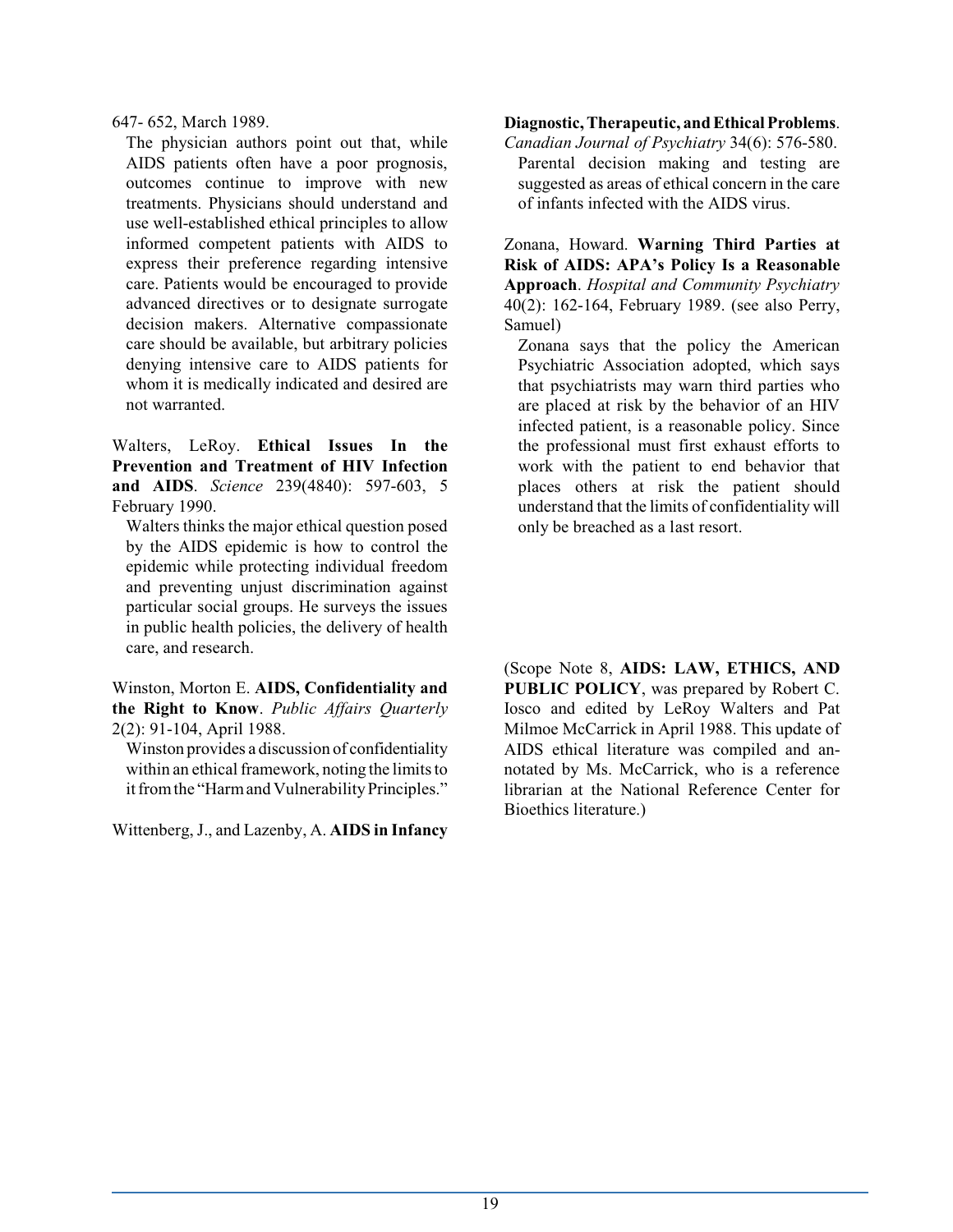647- 652, March 1989.

The physician authors point out that, while AIDS patients often have a poor prognosis, outcomes continue to improve with new treatments. Physicians should understand and use well-established ethical principles to allow informed competent patients with AIDS to express their preference regarding intensive care. Patients would be encouraged to provide advanced directives or to designate surrogate decision makers. Alternative compassionate care should be available, but arbitrary policies denying intensive care to AIDS patients for whom it is medically indicated and desired are not warranted.

Walters, LeRoy. **Ethical Issues In the Prevention and Treatment of HIV Infection and AIDS**. *Science* 239(4840): 597-603, 5 February 1990.

Walters thinks the major ethical question posed by the AIDS epidemic is how to control the epidemic while protecting individual freedom and preventing unjust discrimination against particular social groups. He surveys the issues in public health policies, the delivery of health care, and research.

Winston, Morton E. **AIDS, Confidentiality and the Right to Know**. *Public Affairs Quarterly* 2(2): 91-104, April 1988.

Winston provides a discussion of confidentiality within an ethical framework, noting the limits to it from the "Harm and Vulnerability Principles."

Wittenberg, J., and Lazenby, A. **AIDS in Infancy Diagnostic, Therapeutic, and Ethical Problems**. *Canadian Journal of Psychiatry* 34(6): 576-580.

Parental decision making and testing are suggested as areas of ethical concern in the care of infants infected with the AIDS virus.

Zonana, Howard. **Warning Third Parties at Risk of AIDS: APA's Policy Is a Reasonable Approach**. *Hospital and Community Psychiatry* 40(2): 162-164, February 1989. (see also Perry, Samuel)

Zonana says that the policy the American Psychiatric Association adopted, which says that psychiatrists may warn third parties who are placed at risk by the behavior of an HIV infected patient, is a reasonable policy. Since the professional must first exhaust efforts to work with the patient to end behavior that places others at risk the patient should understand that the limits of confidentiality will only be breached as a last resort.

(Scope Note 8, **AIDS: LAW, ETHICS, AND PUBLIC POLICY**, was prepared by Robert C. Iosco and edited by LeRoy Walters and Pat Milmoe McCarrick in April 1988. This update of AIDS ethical literature was compiled and annotated by Ms. McCarrick, who is a reference librarian at the National Reference Center for Bioethics literature.)